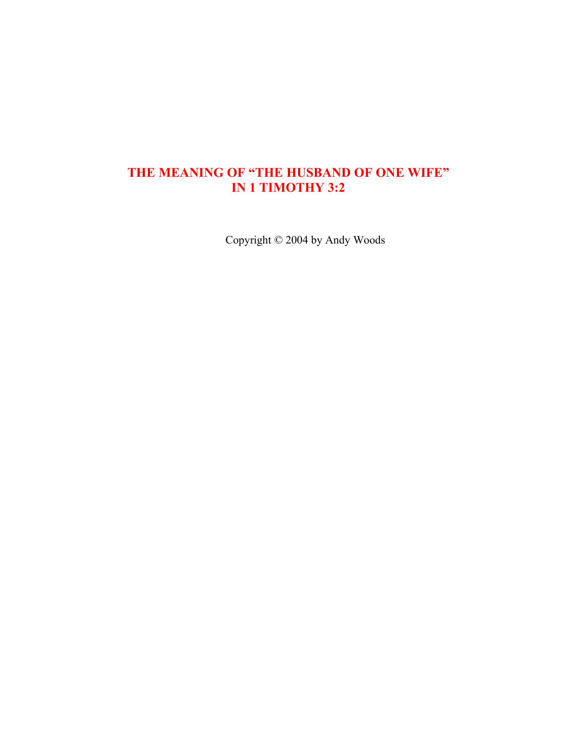# THE MEANING OF "THE HUSBAND OF ONE WIFE" IN 1 TIMOTHY 3:2

Copyright © 2004 by Andy Woods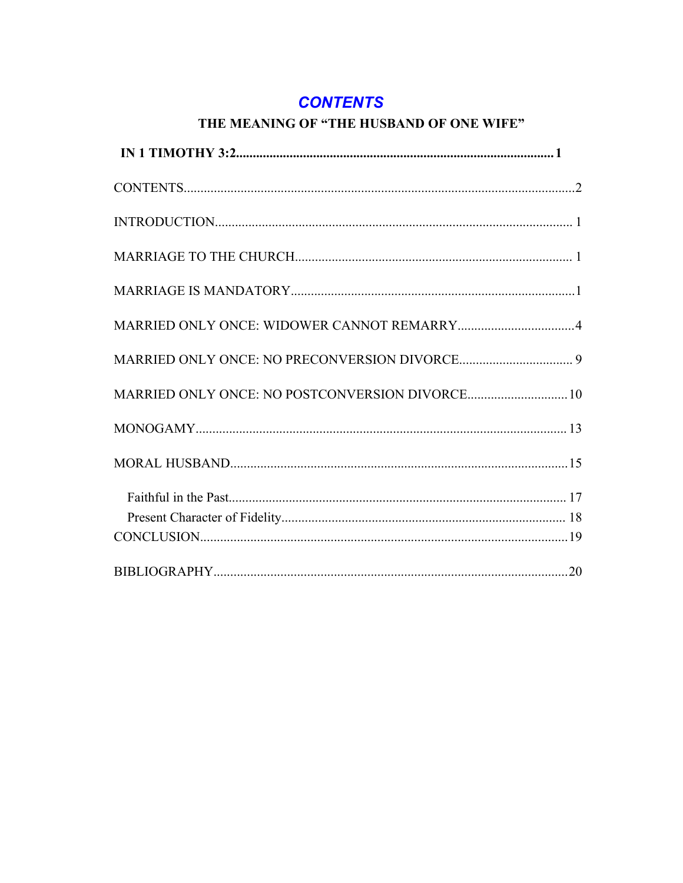# *CONTENTS*

**THE MEANING OF "THE HUSBAND OF ONE WIFE"**

**IN 1 TIMOTHY 3:2.............................................................................................1**

CONTENTS..................................................................................................................2

INTRODUCTION........................................................................................................ 1

MARRIAGE TO THE CHURCH................................................................................. 1

MARRIAGE IS MANDATORY...................................................................................1

MARRIED ONLY ONCE: WIDOWER CANNOT REMARRY..................................4

MARRIED ONLY ONCE: NO PRECONVERSION DIVORCE................................. 9

MARRIED ONLY ONCE: NO POSTCONVERSION DIVORCE.............................10

MONOGAMY............................................................................................................. 13

MORAL HUSBAND...................................................................................................15

- Faithful in the Past.................................................................................................... 17
- Present Character of Fidelity.................................................................................... 18

CONCLUSION............................................................................................................19

BIBLIOGRAPHY........................................................................................................20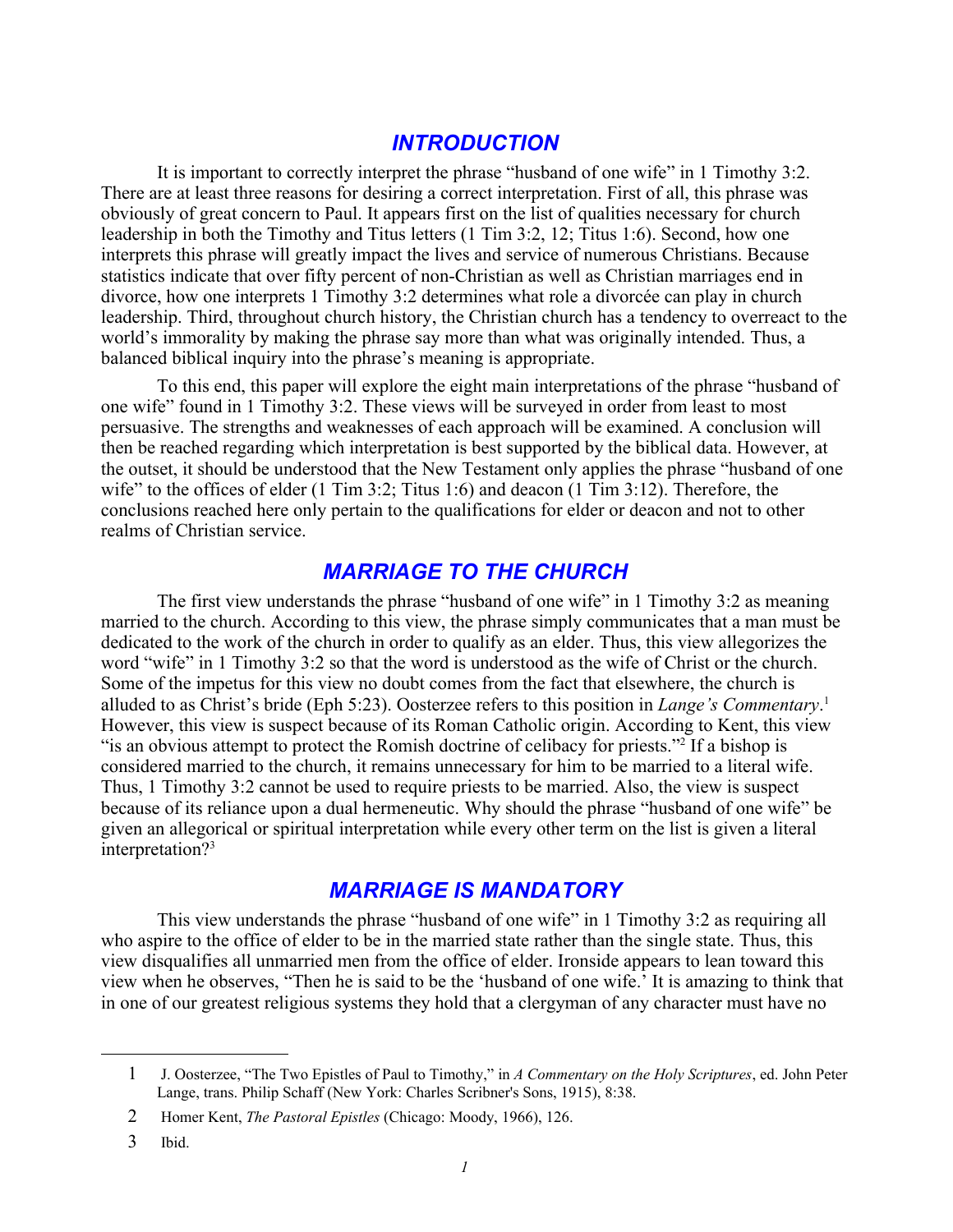## *INTRODUCTION*

It is important to correctly interpret the phrase "husband of one wife" in 1 Timothy 3:2. There are at least three reasons for desiring a correct interpretation. First of all, this phrase was obviously of great concern to Paul. It appears first on the list of qualities necessary for church leadership in both the Timothy and Titus letters (1 Tim 3:2, 12; Titus 1:6). Second, how one interprets this phrase will greatly impact the lives and service of numerous Christians. Because statistics indicate that over fifty percent of non-Christian as well as Christian marriages end in divorce, how one interprets 1 Timothy 3:2 determines what role a divorcée can play in church leadership. Third, throughout church history, the Christian church has a tendency to overreact to the world's immorality by making the phrase say more than what was originally intended. Thus, a balanced biblical inquiry into the phrase's meaning is appropriate.

To this end, this paper will explore the eight main interpretations of the phrase "husband of one wife" found in 1 Timothy 3:2. These views will be surveyed in order from least to most persuasive. The strengths and weaknesses of each approach will be examined. A conclusion will then be reached regarding which interpretation is best supported by the biblical data. However, at the outset, it should be understood that the New Testament only applies the phrase "husband of one wife" to the offices of elder (1 Tim 3:2; Titus 1:6) and deacon (1 Tim 3:12). Therefore, the conclusions reached here only pertain to the qualifications for elder or deacon and not to other realms of Christian service.

## *MARRIAGE TO THE CHURCH*

The first view understands the phrase "husband of one wife" in 1 Timothy 3:2 as meaning married to the church. According to this view, the phrase simply communicates that a man must be dedicated to the work of the church in order to qualify as an elder. Thus, this view allegorizes the word "wife" in 1 Timothy 3:2 so that the word is understood as the wife of Christ or the church. Some of the impetus for this view no doubt comes from the fact that elsewhere, the church is alluded to as Christ's bride (Eph 5:23). Oosterzee refers to this position in *Lange's Commentary*.[1] However, this view is suspect because of its Roman Catholic origin. According to Kent, this view "is an obvious attempt to protect the Romish doctrine of celibacy for priests."[2] If a bishop is considered married to the church, it remains unnecessary for him to be married to a literal wife. Thus, 1 Timothy 3:2 cannot be used to require priests to be married. Also, the view is suspect because of its reliance upon a dual hermeneutic. Why should the phrase "husband of one wife" be given an allegorical or spiritual interpretation while every other term on the list is given a literal interpretation?[3]

## *MARRIAGE IS MANDATORY*

This view understands the phrase "husband of one wife" in 1 Timothy 3:2 as requiring all who aspire to the office of elder to be in the married state rather than the single state. Thus, this view disqualifies all unmarried men from the office of elder. Ironside appears to lean toward this view when he observes, "Then he is said to be the 'husband of one wife.' It is amazing to think that in one of our greatest religious systems they hold that a clergyman of any character must have no

---

1 J. Oosterzee, "The Two Epistles of Paul to Timothy," in *A Commentary on the Holy Scriptures*, ed. John Peter Lange, trans. Philip Schaff (New York: Charles Scribner's Sons, 1915), 8:38.

2 Homer Kent, *The Pastoral Epistles* (Chicago: Moody, 1966), 126.

3 Ibid.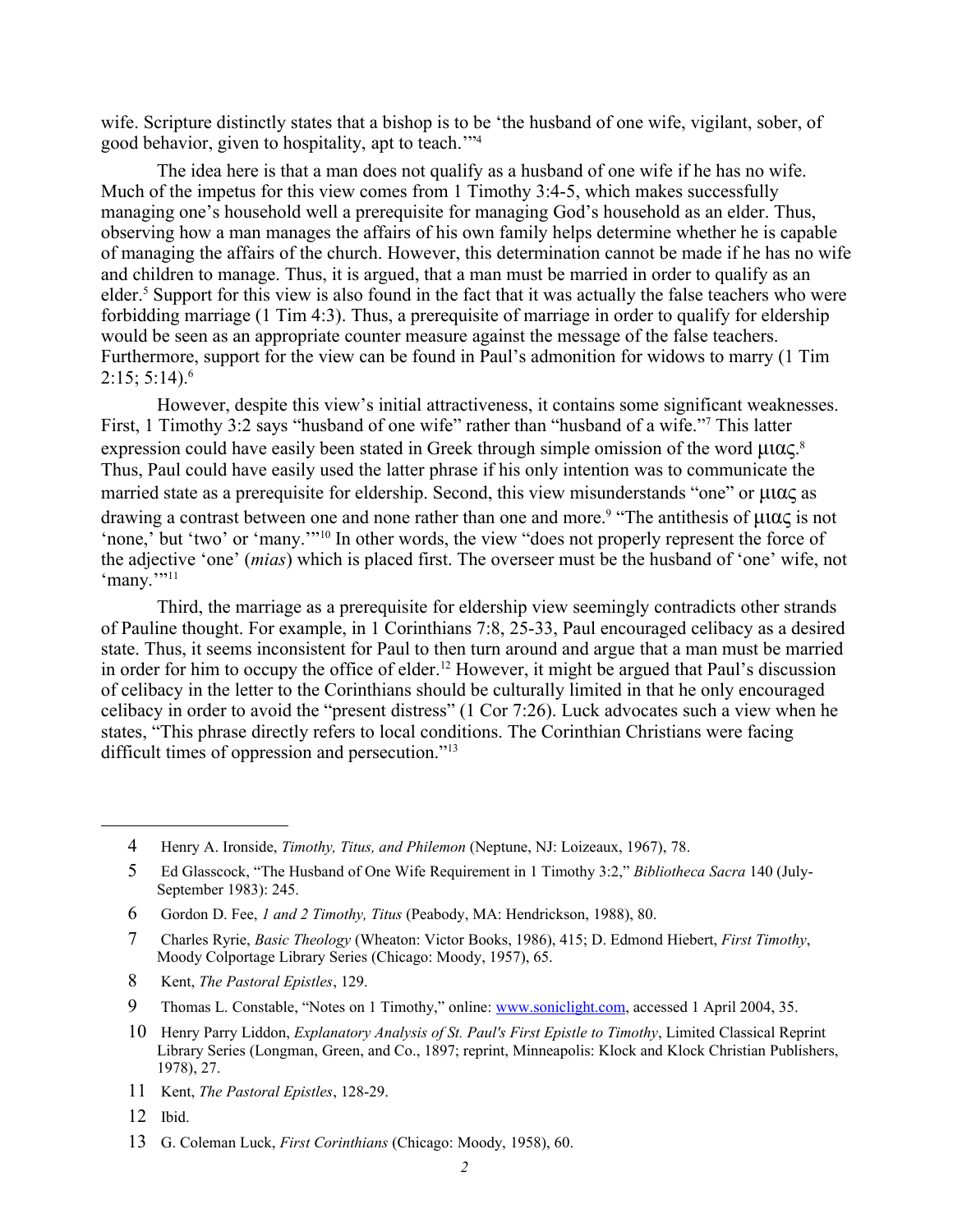wife. Scripture distinctly states that a bishop is to be 'the husband of one wife, vigilant, sober, of good behavior, given to hospitality, apt to teach.'"[4]

The idea here is that a man does not qualify as a husband of one wife if he has no wife. Much of the impetus for this view comes from 1 Timothy 3:4-5, which makes successfully managing one's household well a prerequisite for managing God's household as an elder. Thus, observing how a man manages the affairs of his own family helps determine whether he is capable of managing the affairs of the church. However, this determination cannot be made if he has no wife and children to manage. Thus, it is argued, that a man must be married in order to qualify as an elder.[5] Support for this view is also found in the fact that it was actually the false teachers who were forbidding marriage (1 Tim 4:3). Thus, a prerequisite of marriage in order to qualify for eldership would be seen as an appropriate counter measure against the message of the false teachers. Furthermore, support for the view can be found in Paul's admonition for widows to marry (1 Tim 2:15; 5:14).[6]

However, despite this view's initial attractiveness, it contains some significant weaknesses. First, 1 Timothy 3:2 says "husband of one wife" rather than "husband of a wife."[7] This latter expression could have easily been stated in Greek through simple omission of the word μιας.[8] Thus, Paul could have easily used the latter phrase if his only intention was to communicate the married state as a prerequisite for eldership. Second, this view misunderstands "one" or μιας as drawing a contrast between one and none rather than one and more.[9] "The antithesis of μιας is not 'none,' but 'two' or 'many.'"[10] In other words, the view "does not properly represent the force of the adjective 'one' (*mias*) which is placed first. The overseer must be the husband of 'one' wife, not 'many.'"[11]

Third, the marriage as a prerequisite for eldership view seemingly contradicts other strands of Pauline thought. For example, in 1 Corinthians 7:8, 25-33, Paul encouraged celibacy as a desired state. Thus, it seems inconsistent for Paul to then turn around and argue that a man must be married in order for him to occupy the office of elder.[12] However, it might be argued that Paul's discussion of celibacy in the letter to the Corinthians should be culturally limited in that he only encouraged celibacy in order to avoid the "present distress" (1 Cor 7:26). Luck advocates such a view when he states, "This phrase directly refers to local conditions. The Corinthian Christians were facing difficult times of oppression and persecution."[13]

---

4 Henry A. Ironside, *Timothy, Titus, and Philemon* (Neptune, NJ: Loizeaux, 1967), 78.

5 Ed Glasscock, "The Husband of One Wife Requirement in 1 Timothy 3:2," *Bibliotheca Sacra* 140 (July-September 1983): 245.

6 Gordon D. Fee, *1 and 2 Timothy, Titus* (Peabody, MA: Hendrickson, 1988), 80.

7 Charles Ryrie, *Basic Theology* (Wheaton: Victor Books, 1986), 415; D. Edmond Hiebert, *First Timothy*, Moody Colportage Library Series (Chicago: Moody, 1957), 65.

8 Kent, *The Pastoral Epistles*, 129.

9 Thomas L. Constable, "Notes on 1 Timothy," online: www.soniclight.com, accessed 1 April 2004, 35.

10 Henry Parry Liddon, *Explanatory Analysis of St. Paul's First Epistle to Timothy*, Limited Classical Reprint Library Series (Longman, Green, and Co., 1897; reprint, Minneapolis: Klock and Klock Christian Publishers, 1978), 27.

11 Kent, *The Pastoral Epistles*, 128-29.

12 Ibid.

13 G. Coleman Luck, *First Corinthians* (Chicago: Moody, 1958), 60.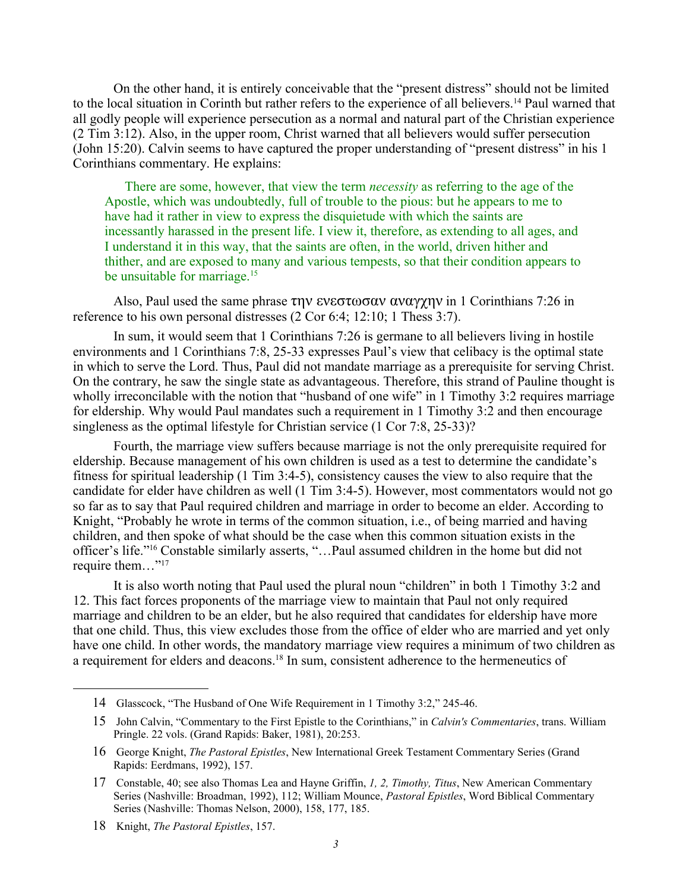On the other hand, it is entirely conceivable that the "present distress" should not be limited to the local situation in Corinth but rather refers to the experience of all believers.[14] Paul warned that all godly people will experience persecution as a normal and natural part of the Christian experience (2 Tim 3:12). Also, in the upper room, Christ warned that all believers would suffer persecution (John 15:20). Calvin seems to have captured the proper understanding of "present distress" in his 1 Corinthians commentary. He explains:

> There are some, however, that view the term *necessity* as referring to the age of the Apostle, which was undoubtedly, full of trouble to the pious: but he appears to me to have had it rather in view to express the disquietude with which the saints are incessantly harassed in the present life. I view it, therefore, as extending to all ages, and I understand it in this way, that the saints are often, in the world, driven hither and thither, and are exposed to many and various tempests, so that their condition appears to be unsuitable for marriage.[15]

Also, Paul used the same phrase την ενεστωσαν αναγχην in 1 Corinthians 7:26 in reference to his own personal distresses (2 Cor 6:4; 12:10; 1 Thess 3:7).

In sum, it would seem that 1 Corinthians 7:26 is germane to all believers living in hostile environments and 1 Corinthians 7:8, 25-33 expresses Paul's view that celibacy is the optimal state in which to serve the Lord. Thus, Paul did not mandate marriage as a prerequisite for serving Christ. On the contrary, he saw the single state as advantageous. Therefore, this strand of Pauline thought is wholly irreconcilable with the notion that "husband of one wife" in 1 Timothy 3:2 requires marriage for eldership. Why would Paul mandates such a requirement in 1 Timothy 3:2 and then encourage singleness as the optimal lifestyle for Christian service (1 Cor 7:8, 25-33)?

Fourth, the marriage view suffers because marriage is not the only prerequisite required for eldership. Because management of his own children is used as a test to determine the candidate's fitness for spiritual leadership (1 Tim 3:4-5), consistency causes the view to also require that the candidate for elder have children as well (1 Tim 3:4-5). However, most commentators would not go so far as to say that Paul required children and marriage in order to become an elder. According to Knight, "Probably he wrote in terms of the common situation, i.e., of being married and having children, and then spoke of what should be the case when this common situation exists in the officer's life."[16] Constable similarly asserts, "…Paul assumed children in the home but did not require them…"[17]

It is also worth noting that Paul used the plural noun "children" in both 1 Timothy 3:2 and 12. This fact forces proponents of the marriage view to maintain that Paul not only required marriage and children to be an elder, but he also required that candidates for eldership have more that one child. Thus, this view excludes those from the office of elder who are married and yet only have one child. In other words, the mandatory marriage view requires a minimum of two children as a requirement for elders and deacons.[18] In sum, consistent adherence to the hermeneutics of

---

14 Glasscock, "The Husband of One Wife Requirement in 1 Timothy 3:2," 245-46.

15 John Calvin, "Commentary to the First Epistle to the Corinthians," in *Calvin's Commentaries*, trans. William Pringle. 22 vols. (Grand Rapids: Baker, 1981), 20:253.

16 George Knight, *The Pastoral Epistles*, New International Greek Testament Commentary Series (Grand Rapids: Eerdmans, 1992), 157.

17 Constable, 40; see also Thomas Lea and Hayne Griffin, *1, 2, Timothy, Titus*, New American Commentary Series (Nashville: Broadman, 1992), 112; William Mounce, *Pastoral Epistles*, Word Biblical Commentary Series (Nashville: Thomas Nelson, 2000), 158, 177, 185.

18 Knight, *The Pastoral Epistles*, 157.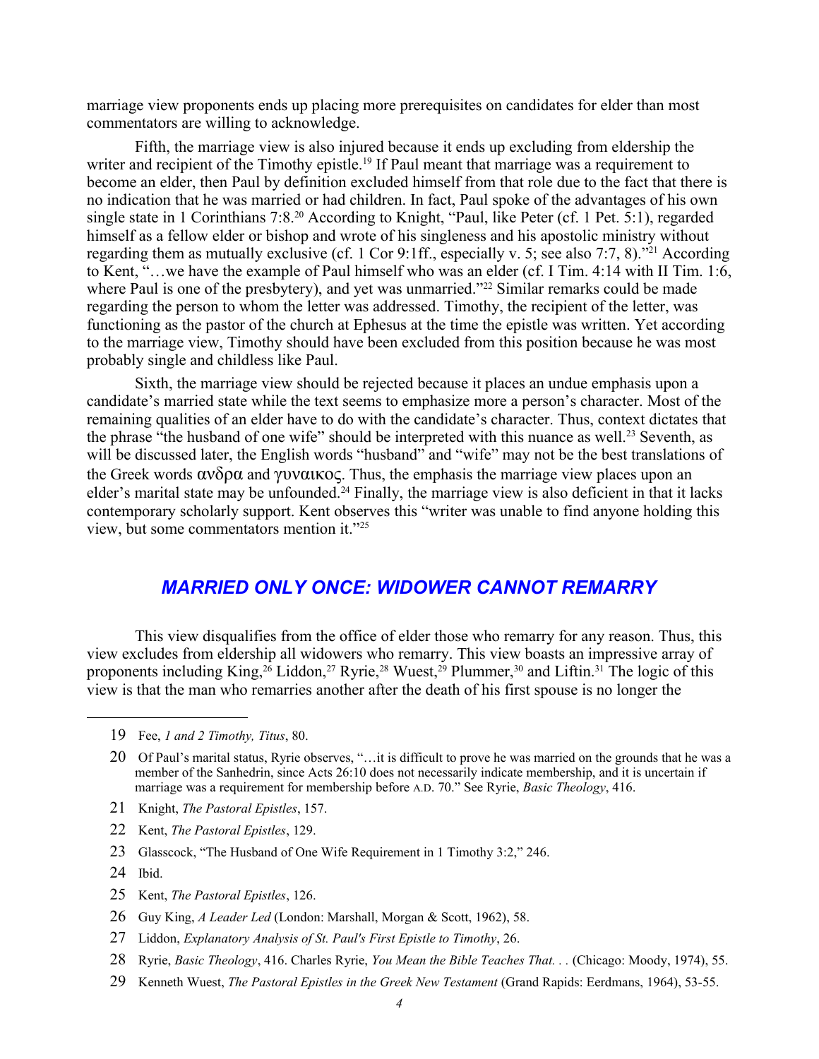marriage view proponents ends up placing more prerequisites on candidates for elder than most commentators are willing to acknowledge.

Fifth, the marriage view is also injured because it ends up excluding from eldership the writer and recipient of the Timothy epistle.[19] If Paul meant that marriage was a requirement to become an elder, then Paul by definition excluded himself from that role due to the fact that there is no indication that he was married or had children. In fact, Paul spoke of the advantages of his own single state in 1 Corinthians 7:8.[20] According to Knight, "Paul, like Peter (cf. 1 Pet. 5:1), regarded himself as a fellow elder or bishop and wrote of his singleness and his apostolic ministry without regarding them as mutually exclusive (cf. 1 Cor 9:1ff., especially v. 5; see also 7:7, 8)."[21] According to Kent, "…we have the example of Paul himself who was an elder (cf. I Tim. 4:14 with II Tim. 1:6, where Paul is one of the presbytery), and yet was unmarried."[22] Similar remarks could be made regarding the person to whom the letter was addressed. Timothy, the recipient of the letter, was functioning as the pastor of the church at Ephesus at the time the epistle was written. Yet according to the marriage view, Timothy should have been excluded from this position because he was most probably single and childless like Paul.

Sixth, the marriage view should be rejected because it places an undue emphasis upon a candidate's married state while the text seems to emphasize more a person's character. Most of the remaining qualities of an elder have to do with the candidate's character. Thus, context dictates that the phrase "the husband of one wife" should be interpreted with this nuance as well.[23] Seventh, as will be discussed later, the English words "husband" and "wife" may not be the best translations of the Greek words ανδρα and γυναικος. Thus, the emphasis the marriage view places upon an elder's marital state may be unfounded.[24] Finally, the marriage view is also deficient in that it lacks contemporary scholarly support. Kent observes this "writer was unable to find anyone holding this view, but some commentators mention it."[25]

## *MARRIED ONLY ONCE: WIDOWER CANNOT REMARRY*

This view disqualifies from the office of elder those who remarry for any reason. Thus, this view excludes from eldership all widowers who remarry. This view boasts an impressive array of proponents including King,[26] Liddon,[27] Ryrie,[28] Wuest,[29] Plummer,[30] and Liftin.[31] The logic of this view is that the man who remarries another after the death of his first spouse is no longer the

---

19 Fee, *1 and 2 Timothy, Titus*, 80.

20 Of Paul's marital status, Ryrie observes, "…it is difficult to prove he was married on the grounds that he was a member of the Sanhedrin, since Acts 26:10 does not necessarily indicate membership, and it is uncertain if marriage was a requirement for membership before A.D. 70." See Ryrie, *Basic Theology*, 416.

21 Knight, *The Pastoral Epistles*, 157.

22 Kent, *The Pastoral Epistles*, 129.

23 Glasscock, "The Husband of One Wife Requirement in 1 Timothy 3:2," 246.

24 Ibid.

25 Kent, *The Pastoral Epistles*, 126.

26 Guy King, *A Leader Led* (London: Marshall, Morgan & Scott, 1962), 58.

27 Liddon, *Explanatory Analysis of St. Paul's First Epistle to Timothy*, 26.

28 Ryrie, *Basic Theology*, 416. Charles Ryrie, *You Mean the Bible Teaches That. . .* (Chicago: Moody, 1974), 55.

29 Kenneth Wuest, *The Pastoral Epistles in the Greek New Testament* (Grand Rapids: Eerdmans, 1964), 53-55.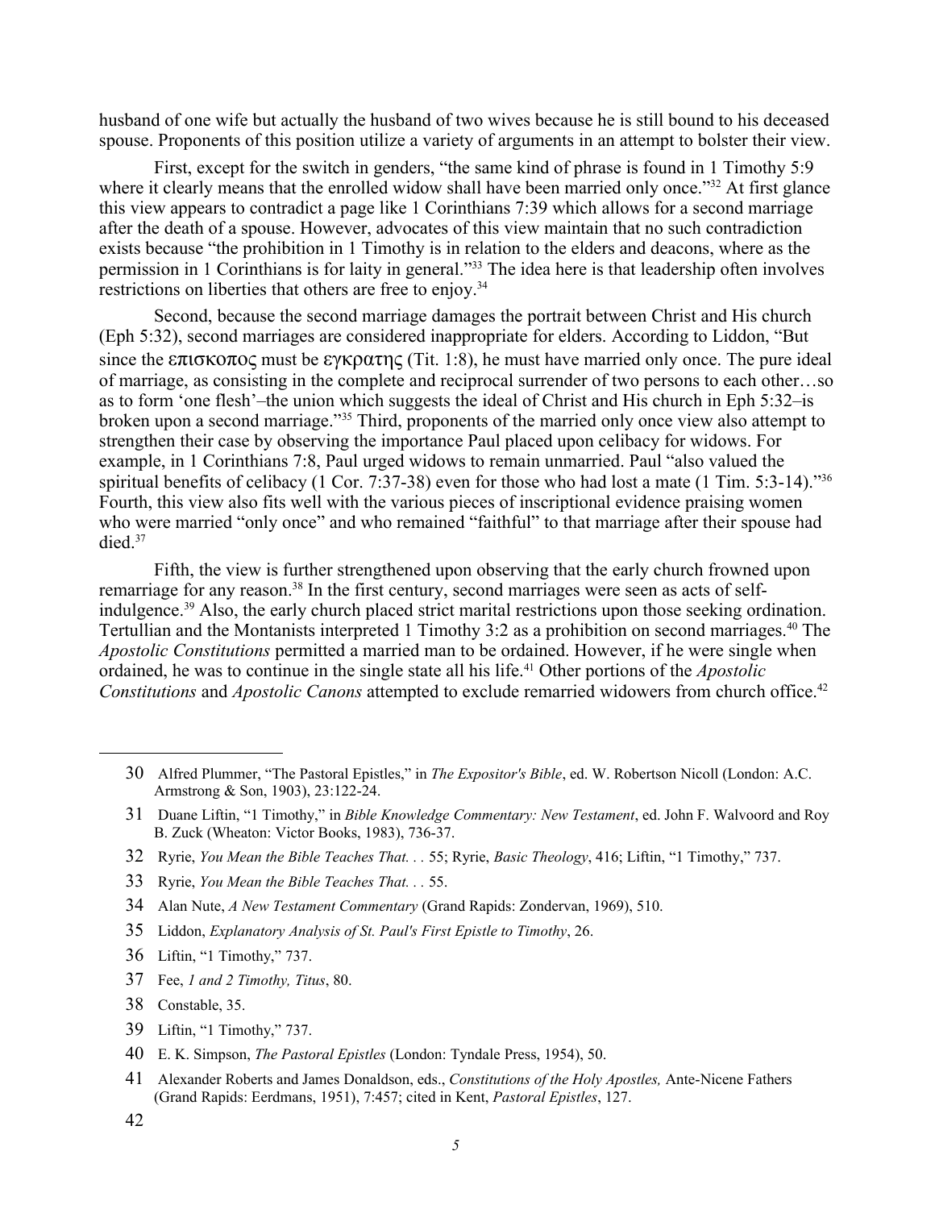husband of one wife but actually the husband of two wives because he is still bound to his deceased spouse. Proponents of this position utilize a variety of arguments in an attempt to bolster their view.

First, except for the switch in genders, "the same kind of phrase is found in 1 Timothy 5:9 where it clearly means that the enrolled widow shall have been married only once."[32] At first glance this view appears to contradict a page like 1 Corinthians 7:39 which allows for a second marriage after the death of a spouse. However, advocates of this view maintain that no such contradiction exists because "the prohibition in 1 Timothy is in relation to the elders and deacons, where as the permission in 1 Corinthians is for laity in general."[33] The idea here is that leadership often involves restrictions on liberties that others are free to enjoy.[34]

Second, because the second marriage damages the portrait between Christ and His church (Eph 5:32), second marriages are considered inappropriate for elders. According to Liddon, "But since the επισκοπος must be εγκρατης (Tit. 1:8), he must have married only once. The pure ideal of marriage, as consisting in the complete and reciprocal surrender of two persons to each other…so as to form 'one flesh'–the union which suggests the ideal of Christ and His church in Eph 5:32–is broken upon a second marriage."[35] Third, proponents of the married only once view also attempt to strengthen their case by observing the importance Paul placed upon celibacy for widows. For example, in 1 Corinthians 7:8, Paul urged widows to remain unmarried. Paul "also valued the spiritual benefits of celibacy (1 Cor. 7:37-38) even for those who had lost a mate (1 Tim. 5:3-14)."[36] Fourth, this view also fits well with the various pieces of inscriptional evidence praising women who were married "only once" and who remained "faithful" to that marriage after their spouse had died.[37]

Fifth, the view is further strengthened upon observing that the early church frowned upon remarriage for any reason.[38] In the first century, second marriages were seen as acts of self-indulgence.[39] Also, the early church placed strict marital restrictions upon those seeking ordination. Tertullian and the Montanists interpreted 1 Timothy 3:2 as a prohibition on second marriages.[40] The *Apostolic Constitutions* permitted a married man to be ordained. However, if he were single when ordained, he was to continue in the single state all his life.[41] Other portions of the *Apostolic Constitutions* and *Apostolic Canons* attempted to exclude remarried widowers from church office.[42]

---

30 Alfred Plummer, "The Pastoral Epistles," in *The Expositor's Bible*, ed. W. Robertson Nicoll (London: A.C. Armstrong & Son, 1903), 23:122-24.

31 Duane Liftin, "1 Timothy," in *Bible Knowledge Commentary: New Testament*, ed. John F. Walvoord and Roy B. Zuck (Wheaton: Victor Books, 1983), 736-37.

32 Ryrie, *You Mean the Bible Teaches That. . .* 55; Ryrie, *Basic Theology*, 416; Liftin, "1 Timothy," 737.

33 Ryrie, *You Mean the Bible Teaches That. . .* 55.

34 Alan Nute, *A New Testament Commentary* (Grand Rapids: Zondervan, 1969), 510.

35 Liddon, *Explanatory Analysis of St. Paul's First Epistle to Timothy*, 26.

36 Liftin, "1 Timothy," 737.

37 Fee, *1 and 2 Timothy, Titus*, 80.

38 Constable, 35.

39 Liftin, "1 Timothy," 737.

40 E. K. Simpson, *The Pastoral Epistles* (London: Tyndale Press, 1954), 50.

41 Alexander Roberts and James Donaldson, eds., *Constitutions of the Holy Apostles,* Ante-Nicene Fathers (Grand Rapids: Eerdmans, 1951), 7:457; cited in Kent, *Pastoral Epistles*, 127.

42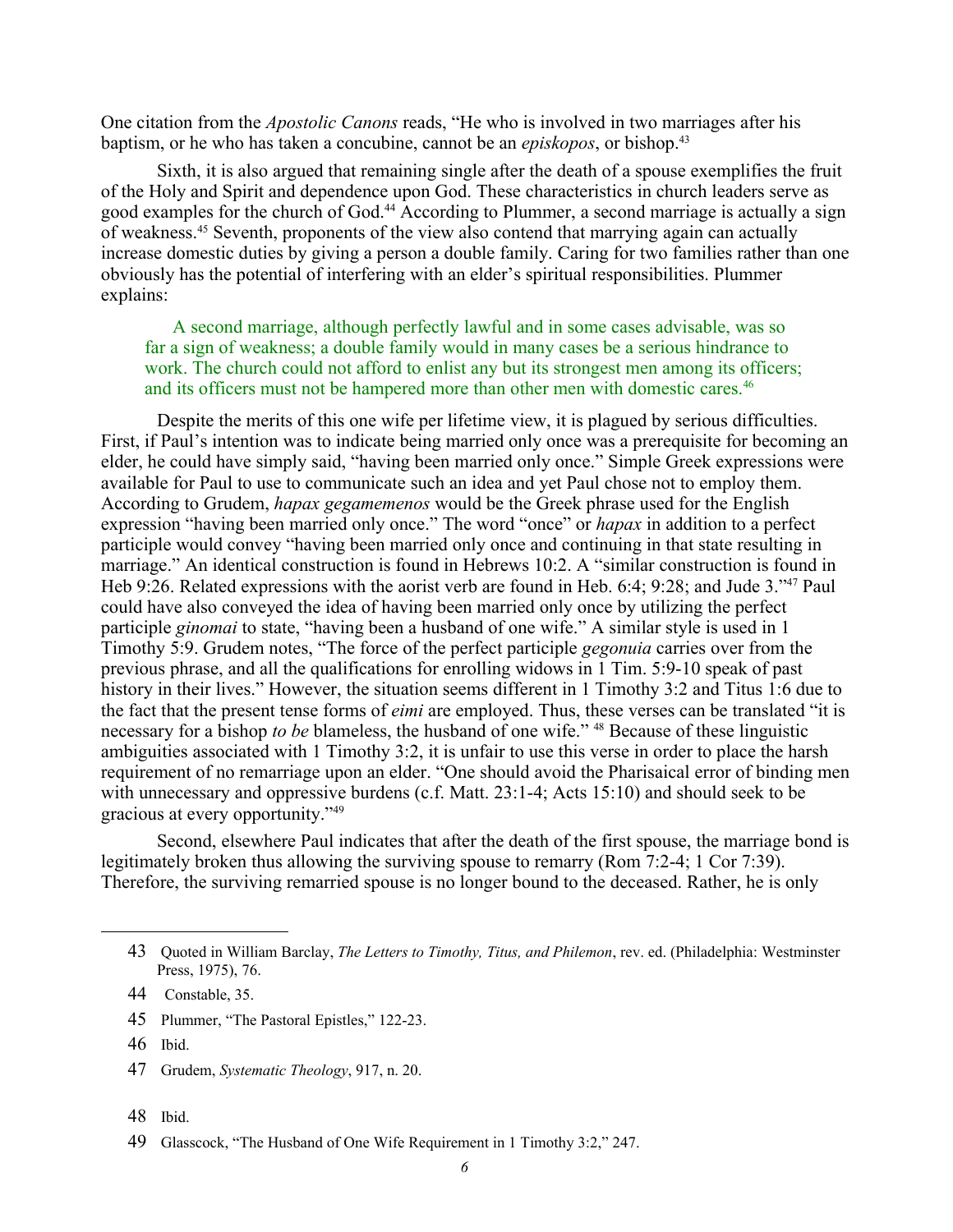One citation from the *Apostolic Canons* reads, "He who is involved in two marriages after his baptism, or he who has taken a concubine, cannot be an *episkopos*, or bishop.[43]

Sixth, it is also argued that remaining single after the death of a spouse exemplifies the fruit of the Holy and Spirit and dependence upon God. These characteristics in church leaders serve as good examples for the church of God.[44] According to Plummer, a second marriage is actually a sign of weakness.[45] Seventh, proponents of the view also contend that marrying again can actually increase domestic duties by giving a person a double family. Caring for two families rather than one obviously has the potential of interfering with an elder's spiritual responsibilities. Plummer explains:

> A second marriage, although perfectly lawful and in some cases advisable, was so far a sign of weakness; a double family would in many cases be a serious hindrance to work. The church could not afford to enlist any but its strongest men among its officers; and its officers must not be hampered more than other men with domestic cares.[46]

Despite the merits of this one wife per lifetime view, it is plagued by serious difficulties. First, if Paul's intention was to indicate being married only once was a prerequisite for becoming an elder, he could have simply said, "having been married only once." Simple Greek expressions were available for Paul to use to communicate such an idea and yet Paul chose not to employ them. According to Grudem, *hapax gegamemenos* would be the Greek phrase used for the English expression "having been married only once." The word "once" or *hapax* in addition to a perfect participle would convey "having been married only once and continuing in that state resulting in marriage." An identical construction is found in Hebrews 10:2. A "similar construction is found in Heb 9:26. Related expressions with the aorist verb are found in Heb. 6:4; 9:28; and Jude 3."[47] Paul could have also conveyed the idea of having been married only once by utilizing the perfect participle *ginomai* to state, "having been a husband of one wife." A similar style is used in 1 Timothy 5:9. Grudem notes, "The force of the perfect participle *gegonuia* carries over from the previous phrase, and all the qualifications for enrolling widows in 1 Tim. 5:9-10 speak of past history in their lives." However, the situation seems different in 1 Timothy 3:2 and Titus 1:6 due to the fact that the present tense forms of *eimi* are employed. Thus, these verses can be translated "it is necessary for a bishop *to be* blameless, the husband of one wife." [48] Because of these linguistic ambiguities associated with 1 Timothy 3:2, it is unfair to use this verse in order to place the harsh requirement of no remarriage upon an elder. "One should avoid the Pharisaical error of binding men with unnecessary and oppressive burdens (c.f. Matt. 23:1-4; Acts 15:10) and should seek to be gracious at every opportunity."[49]

Second, elsewhere Paul indicates that after the death of the first spouse, the marriage bond is legitimately broken thus allowing the surviving spouse to remarry (Rom 7:2-4; 1 Cor 7:39). Therefore, the surviving remarried spouse is no longer bound to the deceased. Rather, he is only

---

43 Quoted in William Barclay, *The Letters to Timothy, Titus, and Philemon*, rev. ed. (Philadelphia: Westminster Press, 1975), 76.

44 Constable, 35.

45 Plummer, "The Pastoral Epistles," 122-23.

46 Ibid.

47 Grudem, *Systematic Theology*, 917, n. 20.

48 Ibid.

49 Glasscock, "The Husband of One Wife Requirement in 1 Timothy 3:2," 247.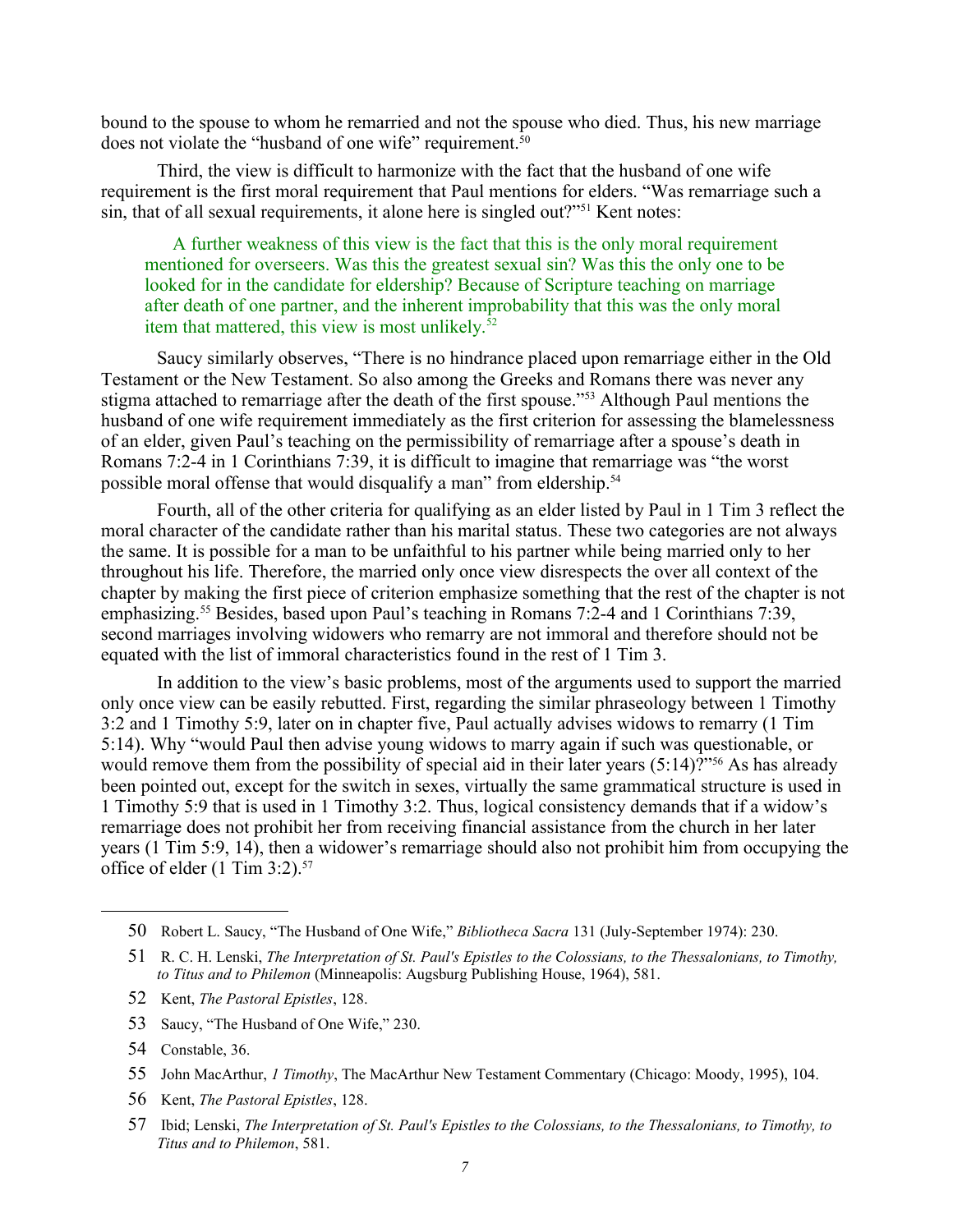bound to the spouse to whom he remarried and not the spouse who died. Thus, his new marriage does not violate the "husband of one wife" requirement.[50]

Third, the view is difficult to harmonize with the fact that the husband of one wife requirement is the first moral requirement that Paul mentions for elders. "Was remarriage such a sin, that of all sexual requirements, it alone here is singled out?"[51] Kent notes:

> A further weakness of this view is the fact that this is the only moral requirement mentioned for overseers. Was this the greatest sexual sin? Was this the only one to be looked for in the candidate for eldership? Because of Scripture teaching on marriage after death of one partner, and the inherent improbability that this was the only moral item that mattered, this view is most unlikely.[52]

Saucy similarly observes, "There is no hindrance placed upon remarriage either in the Old Testament or the New Testament. So also among the Greeks and Romans there was never any stigma attached to remarriage after the death of the first spouse."[53] Although Paul mentions the husband of one wife requirement immediately as the first criterion for assessing the blamelessness of an elder, given Paul's teaching on the permissibility of remarriage after a spouse's death in Romans 7:2-4 in 1 Corinthians 7:39, it is difficult to imagine that remarriage was "the worst possible moral offense that would disqualify a man" from eldership.[54]

Fourth, all of the other criteria for qualifying as an elder listed by Paul in 1 Tim 3 reflect the moral character of the candidate rather than his marital status. These two categories are not always the same. It is possible for a man to be unfaithful to his partner while being married only to her throughout his life. Therefore, the married only once view disrespects the over all context of the chapter by making the first piece of criterion emphasize something that the rest of the chapter is not emphasizing.[55] Besides, based upon Paul's teaching in Romans 7:2-4 and 1 Corinthians 7:39, second marriages involving widowers who remarry are not immoral and therefore should not be equated with the list of immoral characteristics found in the rest of 1 Tim 3.

In addition to the view's basic problems, most of the arguments used to support the married only once view can be easily rebutted. First, regarding the similar phraseology between 1 Timothy 3:2 and 1 Timothy 5:9, later on in chapter five, Paul actually advises widows to remarry (1 Tim 5:14). Why "would Paul then advise young widows to marry again if such was questionable, or would remove them from the possibility of special aid in their later years (5:14)?"[56] As has already been pointed out, except for the switch in sexes, virtually the same grammatical structure is used in 1 Timothy 5:9 that is used in 1 Timothy 3:2. Thus, logical consistency demands that if a widow's remarriage does not prohibit her from receiving financial assistance from the church in her later years (1 Tim 5:9, 14), then a widower's remarriage should also not prohibit him from occupying the office of elder (1 Tim 3:2).[57]

---

50 Robert L. Saucy, "The Husband of One Wife," *Bibliotheca Sacra* 131 (July-September 1974): 230.

51 R. C. H. Lenski, *The Interpretation of St. Paul's Epistles to the Colossians, to the Thessalonians, to Timothy, to Titus and to Philemon* (Minneapolis: Augsburg Publishing House, 1964), 581.

52 Kent, *The Pastoral Epistles*, 128.

53 Saucy, "The Husband of One Wife," 230.

54 Constable, 36.

55 John MacArthur, *1 Timothy*, The MacArthur New Testament Commentary (Chicago: Moody, 1995), 104.

56 Kent, *The Pastoral Epistles*, 128.

57 Ibid; Lenski, *The Interpretation of St. Paul's Epistles to the Colossians, to the Thessalonians, to Timothy, to Titus and to Philemon*, 581.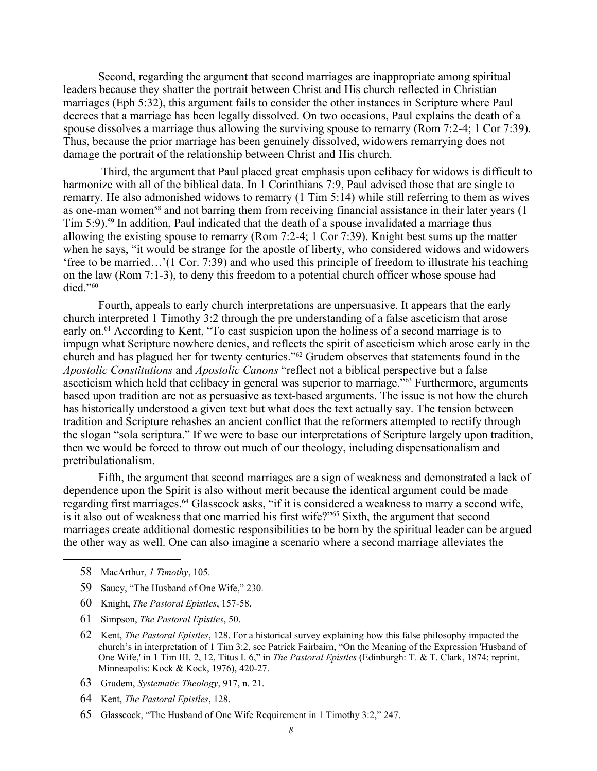Second, regarding the argument that second marriages are inappropriate among spiritual leaders because they shatter the portrait between Christ and His church reflected in Christian marriages (Eph 5:32), this argument fails to consider the other instances in Scripture where Paul decrees that a marriage has been legally dissolved. On two occasions, Paul explains the death of a spouse dissolves a marriage thus allowing the surviving spouse to remarry (Rom 7:2-4; 1 Cor 7:39). Thus, because the prior marriage has been genuinely dissolved, widowers remarrying does not damage the portrait of the relationship between Christ and His church.

Third, the argument that Paul placed great emphasis upon celibacy for widows is difficult to harmonize with all of the biblical data. In 1 Corinthians 7:9, Paul advised those that are single to remarry. He also admonished widows to remarry (1 Tim 5:14) while still referring to them as wives as one-man women[58] and not barring them from receiving financial assistance in their later years (1 Tim 5:9).[59] In addition, Paul indicated that the death of a spouse invalidated a marriage thus allowing the existing spouse to remarry (Rom 7:2-4; 1 Cor 7:39). Knight best sums up the matter when he says, "it would be strange for the apostle of liberty, who considered widows and widowers 'free to be married…'(1 Cor. 7:39) and who used this principle of freedom to illustrate his teaching on the law (Rom 7:1-3), to deny this freedom to a potential church officer whose spouse had died."[60]

Fourth, appeals to early church interpretations are unpersuasive. It appears that the early church interpreted 1 Timothy 3:2 through the pre understanding of a false asceticism that arose early on.[61] According to Kent, "To cast suspicion upon the holiness of a second marriage is to impugn what Scripture nowhere denies, and reflects the spirit of asceticism which arose early in the church and has plagued her for twenty centuries."[62] Grudem observes that statements found in the *Apostolic Constitutions* and *Apostolic Canons* "reflect not a biblical perspective but a false asceticism which held that celibacy in general was superior to marriage."[63] Furthermore, arguments based upon tradition are not as persuasive as text-based arguments. The issue is not how the church has historically understood a given text but what does the text actually say. The tension between tradition and Scripture rehashes an ancient conflict that the reformers attempted to rectify through the slogan "sola scriptura." If we were to base our interpretations of Scripture largely upon tradition, then we would be forced to throw out much of our theology, including dispensationalism and pretribulationalism.

Fifth, the argument that second marriages are a sign of weakness and demonstrated a lack of dependence upon the Spirit is also without merit because the identical argument could be made regarding first marriages.[64] Glasscock asks, "if it is considered a weakness to marry a second wife, is it also out of weakness that one married his first wife?"[65] Sixth, the argument that second marriages create additional domestic responsibilities to be born by the spiritual leader can be argued the other way as well. One can also imagine a scenario where a second marriage alleviates the

---

58 MacArthur, *1 Timothy*, 105.

59 Saucy, "The Husband of One Wife," 230.

60 Knight, *The Pastoral Epistles*, 157-58.

61 Simpson, *The Pastoral Epistles*, 50.

62 Kent, *The Pastoral Epistles*, 128. For a historical survey explaining how this false philosophy impacted the church's in interpretation of 1 Tim 3:2, see Patrick Fairbairn, "On the Meaning of the Expression 'Husband of One Wife,' in 1 Tim III. 2, 12, Titus I. 6," in *The Pastoral Epistles* (Edinburgh: T. & T. Clark, 1874; reprint, Minneapolis: Kock & Kock, 1976), 420-27.

63 Grudem, *Systematic Theology*, 917, n. 21.

64 Kent, *The Pastoral Epistles*, 128.

65 Glasscock, "The Husband of One Wife Requirement in 1 Timothy 3:2," 247.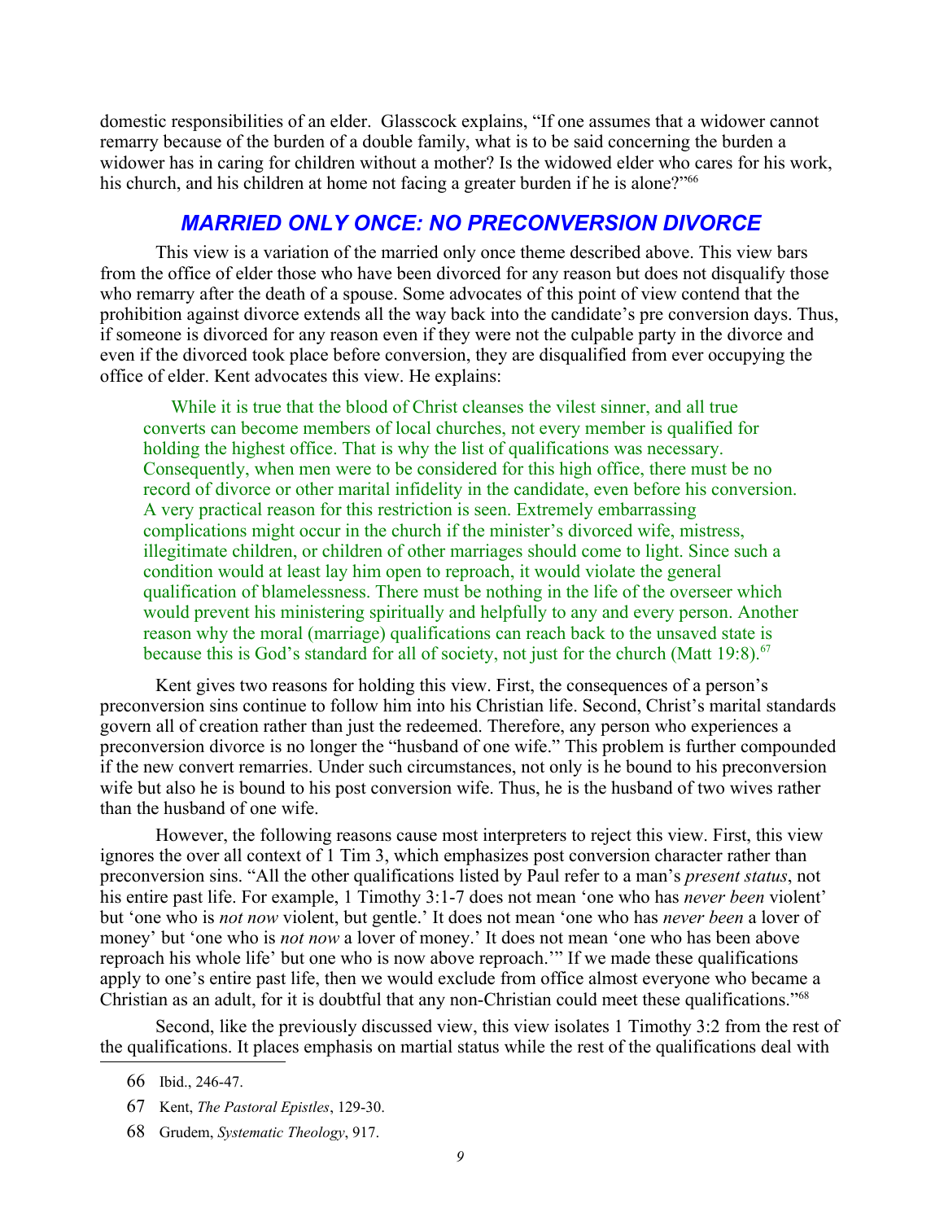domestic responsibilities of an elder. Glasscock explains, "If one assumes that a widower cannot remarry because of the burden of a double family, what is to be said concerning the burden a widower has in caring for children without a mother? Is the widowed elder who cares for his work, his church, and his children at home not facing a greater burden if he is alone?"[66]

## MARRIED ONLY ONCE: NO PRECONVERSION DIVORCE

This view is a variation of the married only once theme described above. This view bars from the office of elder those who have been divorced for any reason but does not disqualify those who remarry after the death of a spouse. Some advocates of this point of view contend that the prohibition against divorce extends all the way back into the candidate's pre conversion days. Thus, if someone is divorced for any reason even if they were not the culpable party in the divorce and even if the divorced took place before conversion, they are disqualified from ever occupying the office of elder. Kent advocates this view. He explains:

> While it is true that the blood of Christ cleanses the vilest sinner, and all true converts can become members of local churches, not every member is qualified for holding the highest office. That is why the list of qualifications was necessary. Consequently, when men were to be considered for this high office, there must be no record of divorce or other marital infidelity in the candidate, even before his conversion. A very practical reason for this restriction is seen. Extremely embarrassing complications might occur in the church if the minister's divorced wife, mistress, illegitimate children, or children of other marriages should come to light. Since such a condition would at least lay him open to reproach, it would violate the general qualification of blamelessness. There must be nothing in the life of the overseer which would prevent his ministering spiritually and helpfully to any and every person. Another reason why the moral (marriage) qualifications can reach back to the unsaved state is because this is God's standard for all of society, not just for the church (Matt 19:8).[67]

Kent gives two reasons for holding this view. First, the consequences of a person's preconversion sins continue to follow him into his Christian life. Second, Christ's marital standards govern all of creation rather than just the redeemed. Therefore, any person who experiences a preconversion divorce is no longer the "husband of one wife." This problem is further compounded if the new convert remarries. Under such circumstances, not only is he bound to his preconversion wife but also he is bound to his post conversion wife. Thus, he is the husband of two wives rather than the husband of one wife.

However, the following reasons cause most interpreters to reject this view. First, this view ignores the over all context of 1 Tim 3, which emphasizes post conversion character rather than preconversion sins. "All the other qualifications listed by Paul refer to a man's *present status*, not his entire past life. For example, 1 Timothy 3:1-7 does not mean 'one who has *never been* violent' but 'one who is *not now* violent, but gentle.' It does not mean 'one who has *never been* a lover of money' but 'one who is *not now* a lover of money.' It does not mean 'one who has been above reproach his whole life' but one who is now above reproach.'" If we made these qualifications apply to one's entire past life, then we would exclude from office almost everyone who became a Christian as an adult, for it is doubtful that any non-Christian could meet these qualifications."[68]

Second, like the previously discussed view, this view isolates 1 Timothy 3:2 from the rest of the qualifications. It places emphasis on martial status while the rest of the qualifications deal with

---

66 Ibid., 246-47.

67 Kent, *The Pastoral Epistles*, 129-30.

68 Grudem, *Systematic Theology*, 917.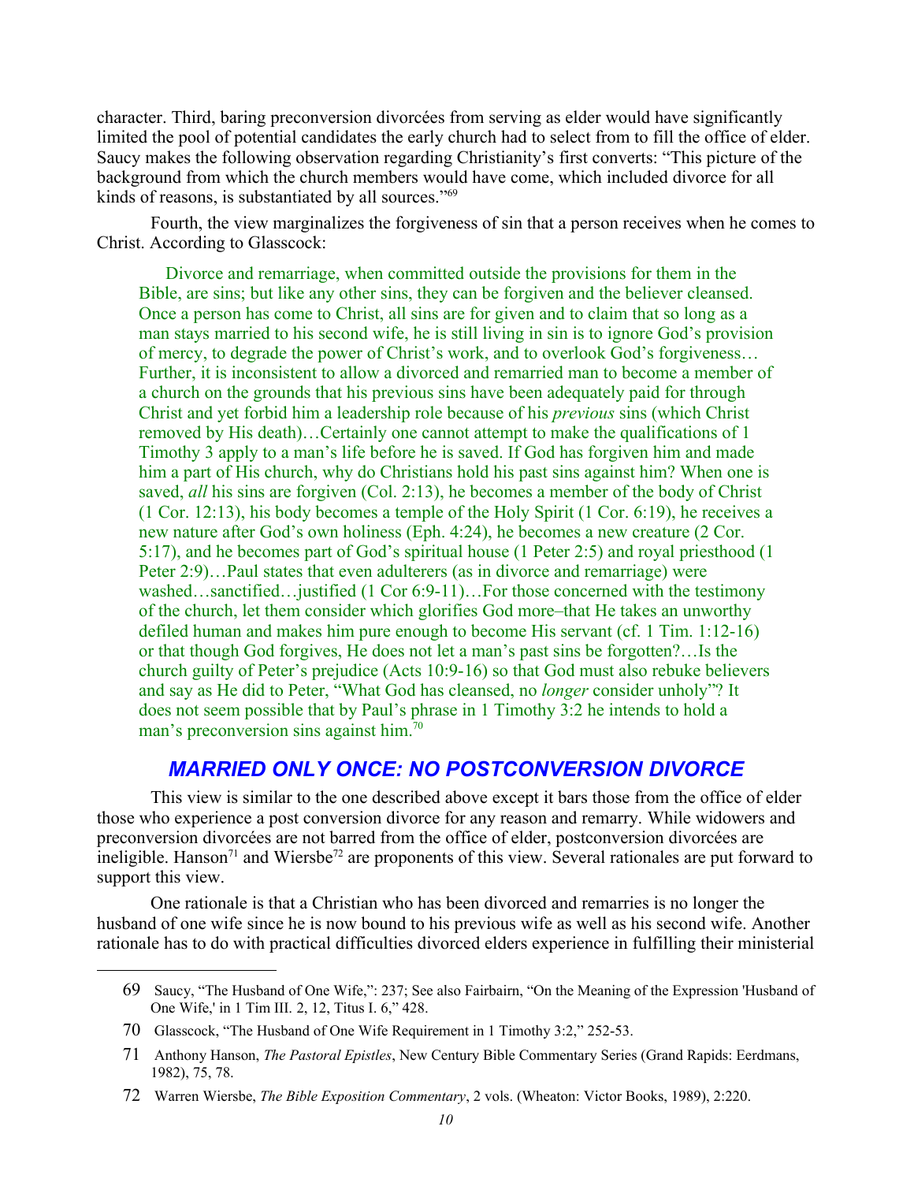character. Third, baring preconversion divorcées from serving as elder would have significantly limited the pool of potential candidates the early church had to select from to fill the office of elder. Saucy makes the following observation regarding Christianity's first converts: "This picture of the background from which the church members would have come, which included divorce for all kinds of reasons, is substantiated by all sources."[69]

Fourth, the view marginalizes the forgiveness of sin that a person receives when he comes to Christ. According to Glasscock:

> Divorce and remarriage, when committed outside the provisions for them in the Bible, are sins; but like any other sins, they can be forgiven and the believer cleansed. Once a person has come to Christ, all sins are for given and to claim that so long as a man stays married to his second wife, he is still living in sin is to ignore God's provision of mercy, to degrade the power of Christ's work, and to overlook God's forgiveness… Further, it is inconsistent to allow a divorced and remarried man to become a member of a church on the grounds that his previous sins have been adequately paid for through Christ and yet forbid him a leadership role because of his *previous* sins (which Christ removed by His death)…Certainly one cannot attempt to make the qualifications of 1 Timothy 3 apply to a man's life before he is saved. If God has forgiven him and made him a part of His church, why do Christians hold his past sins against him? When one is saved, *all* his sins are forgiven (Col. 2:13), he becomes a member of the body of Christ (1 Cor. 12:13), his body becomes a temple of the Holy Spirit (1 Cor. 6:19), he receives a new nature after God's own holiness (Eph. 4:24), he becomes a new creature (2 Cor. 5:17), and he becomes part of God's spiritual house (1 Peter 2:5) and royal priesthood (1 Peter 2:9)…Paul states that even adulterers (as in divorce and remarriage) were washed…sanctified…justified (1 Cor 6:9-11)…For those concerned with the testimony of the church, let them consider which glorifies God more–that He takes an unworthy defiled human and makes him pure enough to become His servant (cf. 1 Tim. 1:12-16) or that though God forgives, He does not let a man's past sins be forgotten?…Is the church guilty of Peter's prejudice (Acts 10:9-16) so that God must also rebuke believers and say as He did to Peter, "What God has cleansed, no *longer* consider unholy"? It does not seem possible that by Paul's phrase in 1 Timothy 3:2 he intends to hold a man's preconversion sins against him.[70]

## *MARRIED ONLY ONCE: NO POSTCONVERSION DIVORCE*

This view is similar to the one described above except it bars those from the office of elder those who experience a post conversion divorce for any reason and remarry. While widowers and preconversion divorcées are not barred from the office of elder, postconversion divorcées are ineligible. Hanson[71] and Wiersbe[72] are proponents of this view. Several rationales are put forward to support this view.

One rationale is that a Christian who has been divorced and remarries is no longer the husband of one wife since he is now bound to his previous wife as well as his second wife. Another rationale has to do with practical difficulties divorced elders experience in fulfilling their ministerial

---

69 Saucy, "The Husband of One Wife,": 237; See also Fairbairn, "On the Meaning of the Expression 'Husband of One Wife,' in 1 Tim III. 2, 12, Titus I. 6," 428.

70 Glasscock, "The Husband of One Wife Requirement in 1 Timothy 3:2," 252-53.

71 Anthony Hanson, *The Pastoral Epistles*, New Century Bible Commentary Series (Grand Rapids: Eerdmans, 1982), 75, 78.

72 Warren Wiersbe, *The Bible Exposition Commentary*, 2 vols. (Wheaton: Victor Books, 1989), 2:220.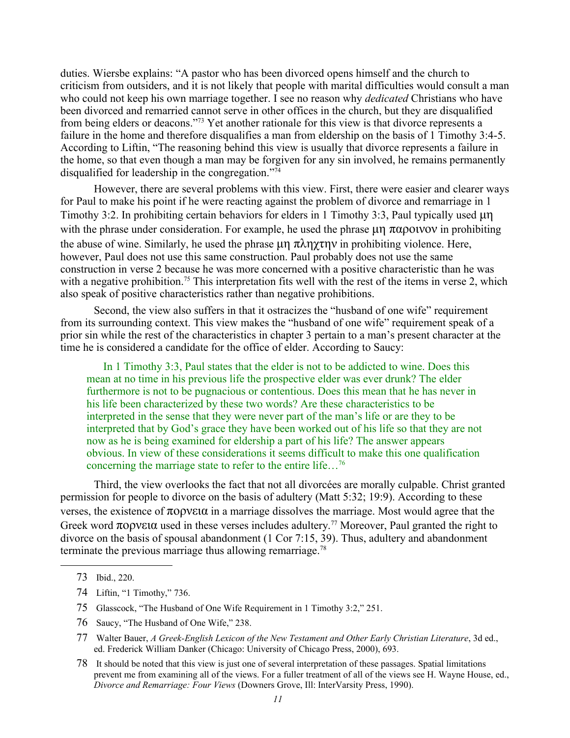duties. Wiersbe explains: "A pastor who has been divorced opens himself and the church to criticism from outsiders, and it is not likely that people with marital difficulties would consult a man who could not keep his own marriage together. I see no reason why *dedicated* Christians who have been divorced and remarried cannot serve in other offices in the church, but they are disqualified from being elders or deacons."[73] Yet another rationale for this view is that divorce represents a failure in the home and therefore disqualifies a man from eldership on the basis of 1 Timothy 3:4-5. According to Liftin, "The reasoning behind this view is usually that divorce represents a failure in the home, so that even though a man may be forgiven for any sin involved, he remains permanently disqualified for leadership in the congregation."[74]

However, there are several problems with this view. First, there were easier and clearer ways for Paul to make his point if he were reacting against the problem of divorce and remarriage in 1 Timothy 3:2. In prohibiting certain behaviors for elders in 1 Timothy 3:3, Paul typically used μη with the phrase under consideration. For example, he used the phrase μη παροινον in prohibiting the abuse of wine. Similarly, he used the phrase μη πληχτην in prohibiting violence. Here, however, Paul does not use this same construction. Paul probably does not use the same construction in verse 2 because he was more concerned with a positive characteristic than he was with a negative prohibition.[75] This interpretation fits well with the rest of the items in verse 2, which also speak of positive characteristics rather than negative prohibitions.

Second, the view also suffers in that it ostracizes the "husband of one wife" requirement from its surrounding context. This view makes the "husband of one wife" requirement speak of a prior sin while the rest of the characteristics in chapter 3 pertain to a man's present character at the time he is considered a candidate for the office of elder. According to Saucy:

> In 1 Timothy 3:3, Paul states that the elder is not to be addicted to wine. Does this mean at no time in his previous life the prospective elder was ever drunk? The elder furthermore is not to be pugnacious or contentious. Does this mean that he has never in his life been characterized by these two words? Are these characteristics to be interpreted in the sense that they were never part of the man's life or are they to be interpreted that by God's grace they have been worked out of his life so that they are not now as he is being examined for eldership a part of his life? The answer appears obvious. In view of these considerations it seems difficult to make this one qualification concerning the marriage state to refer to the entire life…[76]

Third, the view overlooks the fact that not all divorcées are morally culpable. Christ granted permission for people to divorce on the basis of adultery (Matt 5:32; 19:9). According to these verses, the existence of πορνεια in a marriage dissolves the marriage. Most would agree that the Greek word πορνεια used in these verses includes adultery.[77] Moreover, Paul granted the right to divorce on the basis of spousal abandonment (1 Cor 7:15, 39). Thus, adultery and abandonment terminate the previous marriage thus allowing remarriage.[78]

---

73 Ibid., 220.

74 Liftin, "1 Timothy," 736.

75 Glasscock, "The Husband of One Wife Requirement in 1 Timothy 3:2," 251.

76 Saucy, "The Husband of One Wife," 238.

77 Walter Bauer, *A Greek-English Lexicon of the New Testament and Other Early Christian Literature*, 3d ed., ed. Frederick William Danker (Chicago: University of Chicago Press, 2000), 693.

78 It should be noted that this view is just one of several interpretation of these passages. Spatial limitations prevent me from examining all of the views. For a fuller treatment of all of the views see H. Wayne House, ed., *Divorce and Remarriage: Four Views* (Downers Grove, Ill: InterVarsity Press, 1990).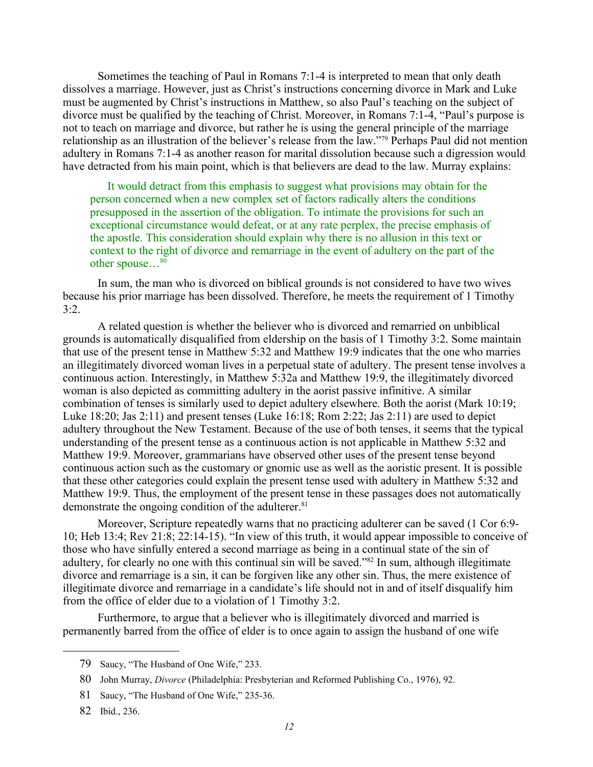Sometimes the teaching of Paul in Romans 7:1-4 is interpreted to mean that only death dissolves a marriage. However, just as Christ's instructions concerning divorce in Mark and Luke must be augmented by Christ's instructions in Matthew, so also Paul's teaching on the subject of divorce must be qualified by the teaching of Christ. Moreover, in Romans 7:1-4, "Paul's purpose is not to teach on marriage and divorce, but rather he is using the general principle of the marriage relationship as an illustration of the believer's release from the law."[79] Perhaps Paul did not mention adultery in Romans 7:1-4 as another reason for marital dissolution because such a digression would have detracted from his main point, which is that believers are dead to the law. Murray explains:

> It would detract from this emphasis to suggest what provisions may obtain for the person concerned when a new complex set of factors radically alters the conditions presupposed in the assertion of the obligation. To intimate the provisions for such an exceptional circumstance would defeat, or at any rate perplex, the precise emphasis of the apostle. This consideration should explain why there is no allusion in this text or context to the right of divorce and remarriage in the event of adultery on the part of the other spouse…[80]

In sum, the man who is divorced on biblical grounds is not considered to have two wives because his prior marriage has been dissolved. Therefore, he meets the requirement of 1 Timothy 3:2.

A related question is whether the believer who is divorced and remarried on unbiblical grounds is automatically disqualified from eldership on the basis of 1 Timothy 3:2. Some maintain that use of the present tense in Matthew 5:32 and Matthew 19:9 indicates that the one who marries an illegitimately divorced woman lives in a perpetual state of adultery. The present tense involves a continuous action. Interestingly, in Matthew 5:32a and Matthew 19:9, the illegitimately divorced woman is also depicted as committing adultery in the aorist passive infinitive. A similar combination of tenses is similarly used to depict adultery elsewhere. Both the aorist (Mark 10:19; Luke 18:20; Jas 2:11) and present tenses (Luke 16:18; Rom 2:22; Jas 2:11) are used to depict adultery throughout the New Testament. Because of the use of both tenses, it seems that the typical understanding of the present tense as a continuous action is not applicable in Matthew 5:32 and Matthew 19:9. Moreover, grammarians have observed other uses of the present tense beyond continuous action such as the customary or gnomic use as well as the aoristic present. It is possible that these other categories could explain the present tense used with adultery in Matthew 5:32 and Matthew 19:9. Thus, the employment of the present tense in these passages does not automatically demonstrate the ongoing condition of the adulterer.[81]

Moreover, Scripture repeatedly warns that no practicing adulterer can be saved (1 Cor 6:9-10; Heb 13:4; Rev 21:8; 22:14-15). "In view of this truth, it would appear impossible to conceive of those who have sinfully entered a second marriage as being in a continual state of the sin of adultery, for clearly no one with this continual sin will be saved."[82] In sum, although illegitimate divorce and remarriage is a sin, it can be forgiven like any other sin. Thus, the mere existence of illegitimate divorce and remarriage in a candidate's life should not in and of itself disqualify him from the office of elder due to a violation of 1 Timothy 3:2.

Furthermore, to argue that a believer who is illegitimately divorced and married is permanently barred from the office of elder is to once again to assign the husband of one wife

---

79 Saucy, "The Husband of One Wife," 233.

80 John Murray, *Divorce* (Philadelphia: Presbyterian and Reformed Publishing Co., 1976), 92.

81 Saucy, "The Husband of One Wife," 235-36.

82 Ibid., 236.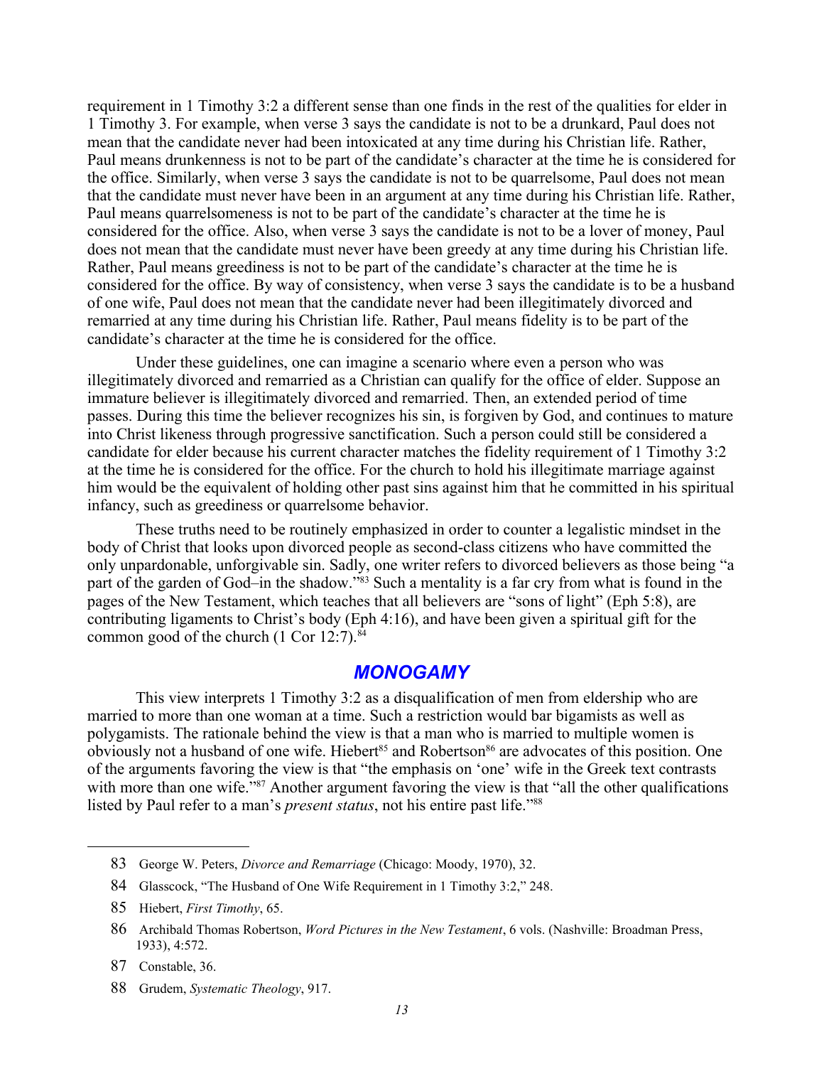requirement in 1 Timothy 3:2 a different sense than one finds in the rest of the qualities for elder in 1 Timothy 3. For example, when verse 3 says the candidate is not to be a drunkard, Paul does not mean that the candidate never had been intoxicated at any time during his Christian life. Rather, Paul means drunkenness is not to be part of the candidate's character at the time he is considered for the office. Similarly, when verse 3 says the candidate is not to be quarrelsome, Paul does not mean that the candidate must never have been in an argument at any time during his Christian life. Rather, Paul means quarrelsomeness is not to be part of the candidate's character at the time he is considered for the office. Also, when verse 3 says the candidate is not to be a lover of money, Paul does not mean that the candidate must never have been greedy at any time during his Christian life. Rather, Paul means greediness is not to be part of the candidate's character at the time he is considered for the office. By way of consistency, when verse 3 says the candidate is to be a husband of one wife, Paul does not mean that the candidate never had been illegitimately divorced and remarried at any time during his Christian life. Rather, Paul means fidelity is to be part of the candidate's character at the time he is considered for the office.

Under these guidelines, one can imagine a scenario where even a person who was illegitimately divorced and remarried as a Christian can qualify for the office of elder. Suppose an immature believer is illegitimately divorced and remarried. Then, an extended period of time passes. During this time the believer recognizes his sin, is forgiven by God, and continues to mature into Christ likeness through progressive sanctification. Such a person could still be considered a candidate for elder because his current character matches the fidelity requirement of 1 Timothy 3:2 at the time he is considered for the office. For the church to hold his illegitimate marriage against him would be the equivalent of holding other past sins against him that he committed in his spiritual infancy, such as greediness or quarrelsome behavior.

These truths need to be routinely emphasized in order to counter a legalistic mindset in the body of Christ that looks upon divorced people as second-class citizens who have committed the only unpardonable, unforgivable sin. Sadly, one writer refers to divorced believers as those being "a part of the garden of God–in the shadow."[83] Such a mentality is a far cry from what is found in the pages of the New Testament, which teaches that all believers are "sons of light" (Eph 5:8), are contributing ligaments to Christ's body (Eph 4:16), and have been given a spiritual gift for the common good of the church (1 Cor 12:7).[84]

## MONOGAMY

This view interprets 1 Timothy 3:2 as a disqualification of men from eldership who are married to more than one woman at a time. Such a restriction would bar bigamists as well as polygamists. The rationale behind the view is that a man who is married to multiple women is obviously not a husband of one wife. Hiebert[85] and Robertson[86] are advocates of this position. One of the arguments favoring the view is that "the emphasis on 'one' wife in the Greek text contrasts with more than one wife."[87] Another argument favoring the view is that "all the other qualifications listed by Paul refer to a man's *present status*, not his entire past life."[88]

---

83 George W. Peters, *Divorce and Remarriage* (Chicago: Moody, 1970), 32.

84 Glasscock, "The Husband of One Wife Requirement in 1 Timothy 3:2," 248.

85 Hiebert, *First Timothy*, 65.

86 Archibald Thomas Robertson, *Word Pictures in the New Testament*, 6 vols. (Nashville: Broadman Press, 1933), 4:572.

87 Constable, 36.

88 Grudem, *Systematic Theology*, 917.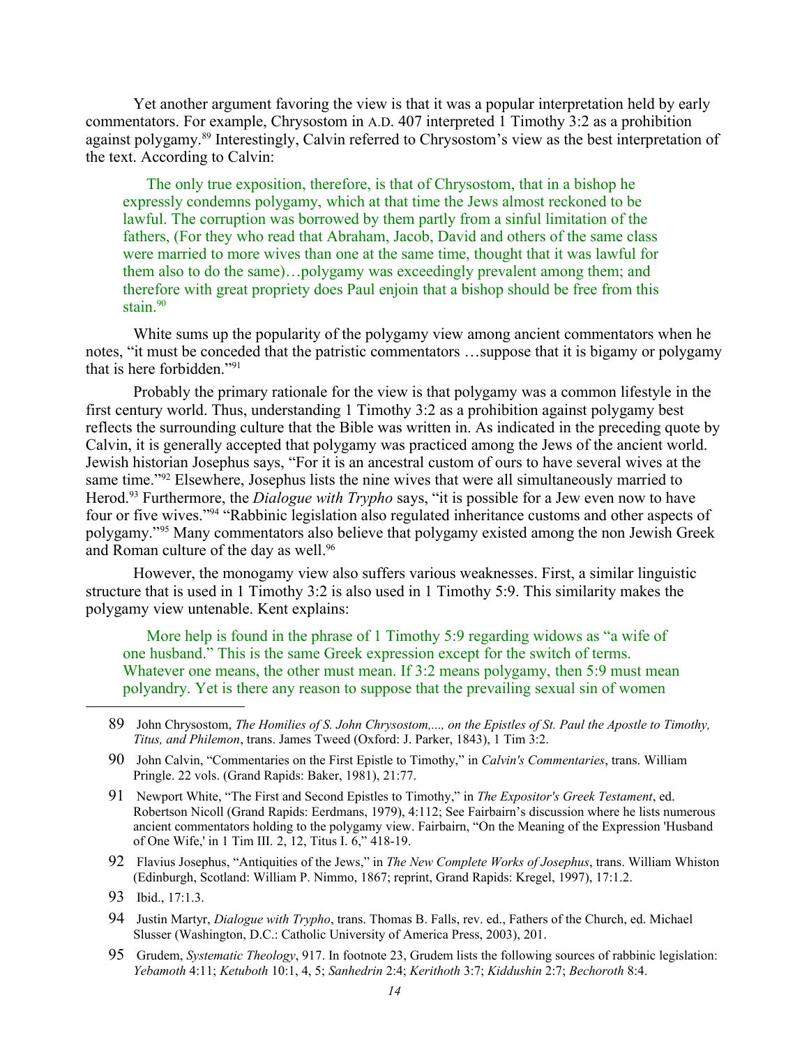Yet another argument favoring the view is that it was a popular interpretation held by early commentators. For example, Chrysostom in A.D. 407 interpreted 1 Timothy 3:2 as a prohibition against polygamy.[89] Interestingly, Calvin referred to Chrysostom's view as the best interpretation of the text. According to Calvin:

> The only true exposition, therefore, is that of Chrysostom, that in a bishop he expressly condemns polygamy, which at that time the Jews almost reckoned to be lawful. The corruption was borrowed by them partly from a sinful limitation of the fathers, (For they who read that Abraham, Jacob, David and others of the same class were married to more wives than one at the same time, thought that it was lawful for them also to do the same)…polygamy was exceedingly prevalent among them; and therefore with great propriety does Paul enjoin that a bishop should be free from this stain.[90]

White sums up the popularity of the polygamy view among ancient commentators when he notes, "it must be conceded that the patristic commentators …suppose that it is bigamy or polygamy that is here forbidden."[91]

Probably the primary rationale for the view is that polygamy was a common lifestyle in the first century world. Thus, understanding 1 Timothy 3:2 as a prohibition against polygamy best reflects the surrounding culture that the Bible was written in. As indicated in the preceding quote by Calvin, it is generally accepted that polygamy was practiced among the Jews of the ancient world. Jewish historian Josephus says, "For it is an ancestral custom of ours to have several wives at the same time."[92] Elsewhere, Josephus lists the nine wives that were all simultaneously married to Herod.[93] Furthermore, the *Dialogue with Trypho* says, "it is possible for a Jew even now to have four or five wives."[94] "Rabbinic legislation also regulated inheritance customs and other aspects of polygamy."[95] Many commentators also believe that polygamy existed among the non Jewish Greek and Roman culture of the day as well.[96]

However, the monogamy view also suffers various weaknesses. First, a similar linguistic structure that is used in 1 Timothy 3:2 is also used in 1 Timothy 5:9. This similarity makes the polygamy view untenable. Kent explains:

> More help is found in the phrase of 1 Timothy 5:9 regarding widows as "a wife of one husband." This is the same Greek expression except for the switch of terms. Whatever one means, the other must mean. If 3:2 means polygamy, then 5:9 must mean polyandry. Yet is there any reason to suppose that the prevailing sexual sin of women

---

89 John Chrysostom, *The Homilies of S. John Chrysostom,..., on the Epistles of St. Paul the Apostle to Timothy, Titus, and Philemon*, trans. James Tweed (Oxford: J. Parker, 1843), 1 Tim 3:2.

90 John Calvin, "Commentaries on the First Epistle to Timothy," in *Calvin's Commentaries*, trans. William Pringle. 22 vols. (Grand Rapids: Baker, 1981), 21:77.

91 Newport White, "The First and Second Epistles to Timothy," in *The Expositor's Greek Testament*, ed. Robertson Nicoll (Grand Rapids: Eerdmans, 1979), 4:112; See Fairbairn's discussion where he lists numerous ancient commentators holding to the polygamy view. Fairbairn, "On the Meaning of the Expression 'Husband of One Wife,' in 1 Tim III. 2, 12, Titus I. 6," 418-19.

92 Flavius Josephus, "Antiquities of the Jews," in *The New Complete Works of Josephus*, trans. William Whiston (Edinburgh, Scotland: William P. Nimmo, 1867; reprint, Grand Rapids: Kregel, 1997), 17:1.2.

93 Ibid., 17:1.3.

94 Justin Martyr, *Dialogue with Trypho*, trans. Thomas B. Falls, rev. ed., Fathers of the Church, ed. Michael Slusser (Washington, D.C.: Catholic University of America Press, 2003), 201.

95 Grudem, *Systematic Theology*, 917. In footnote 23, Grudem lists the following sources of rabbinic legislation: *Yebamoth* 4:11; *Ketuboth* 10:1, 4, 5; *Sanhedrin* 2:4; *Kerithoth* 3:7; *Kiddushin* 2:7; *Bechoroth* 8:4.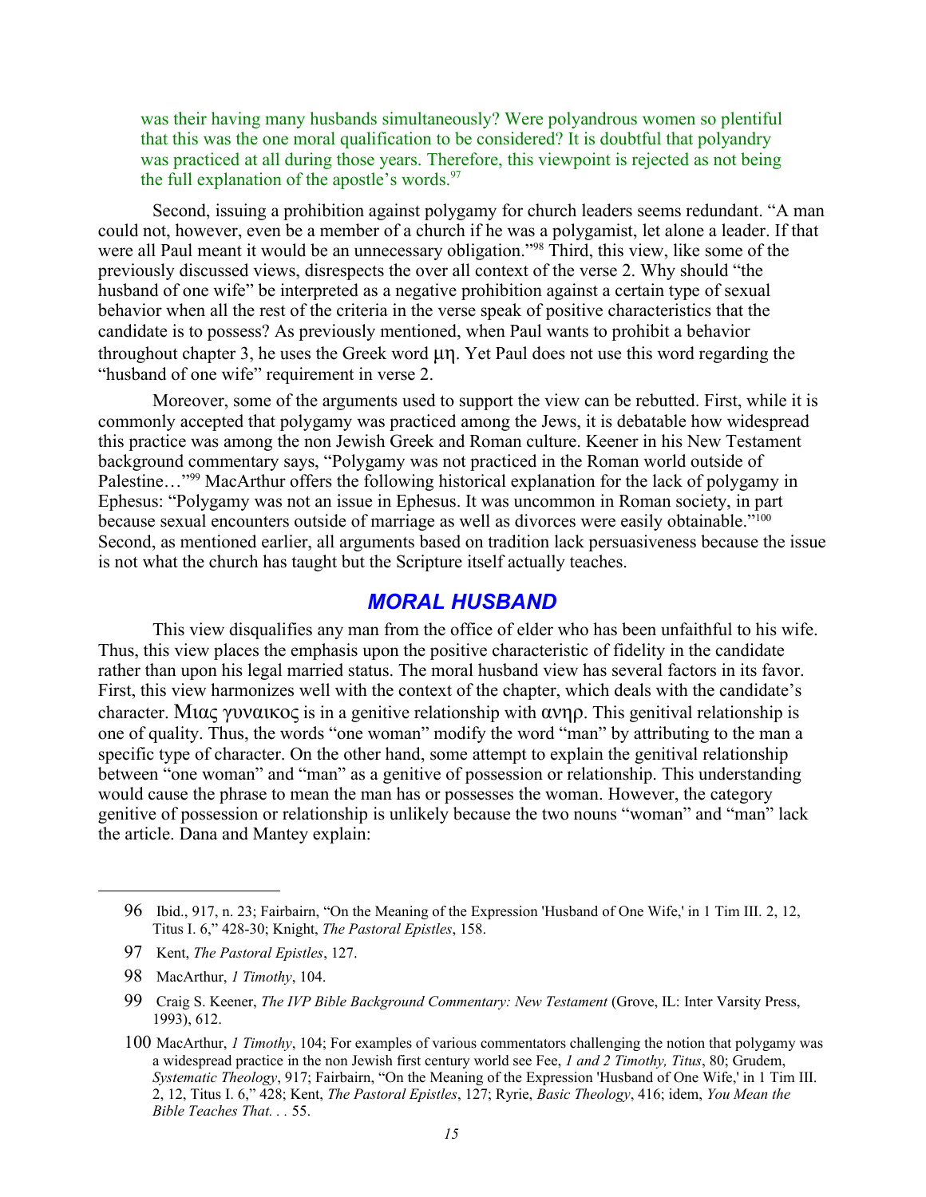was their having many husbands simultaneously? Were polyandrous women so plentiful that this was the one moral qualification to be considered? It is doubtful that polyandry was practiced at all during those years. Therefore, this viewpoint is rejected as not being the full explanation of the apostle's words.[97]

Second, issuing a prohibition against polygamy for church leaders seems redundant. "A man could not, however, even be a member of a church if he was a polygamist, let alone a leader. If that were all Paul meant it would be an unnecessary obligation."[98] Third, this view, like some of the previously discussed views, disrespects the over all context of the verse 2. Why should "the husband of one wife" be interpreted as a negative prohibition against a certain type of sexual behavior when all the rest of the criteria in the verse speak of positive characteristics that the candidate is to possess? As previously mentioned, when Paul wants to prohibit a behavior throughout chapter 3, he uses the Greek word μη. Yet Paul does not use this word regarding the "husband of one wife" requirement in verse 2.

Moreover, some of the arguments used to support the view can be rebutted. First, while it is commonly accepted that polygamy was practiced among the Jews, it is debatable how widespread this practice was among the non Jewish Greek and Roman culture. Keener in his New Testament background commentary says, "Polygamy was not practiced in the Roman world outside of Palestine…"[99] MacArthur offers the following historical explanation for the lack of polygamy in Ephesus: "Polygamy was not an issue in Ephesus. It was uncommon in Roman society, in part because sexual encounters outside of marriage as well as divorces were easily obtainable."[100] Second, as mentioned earlier, all arguments based on tradition lack persuasiveness because the issue is not what the church has taught but the Scripture itself actually teaches.

## MORAL HUSBAND

This view disqualifies any man from the office of elder who has been unfaithful to his wife. Thus, this view places the emphasis upon the positive characteristic of fidelity in the candidate rather than upon his legal married status. The moral husband view has several factors in its favor. First, this view harmonizes well with the context of the chapter, which deals with the candidate's character. Μιας γυναικος is in a genitive relationship with ανηρ. This genitival relationship is one of quality. Thus, the words "one woman" modify the word "man" by attributing to the man a specific type of character. On the other hand, some attempt to explain the genitival relationship between "one woman" and "man" as a genitive of possession or relationship. This understanding would cause the phrase to mean the man has or possesses the woman. However, the category genitive of possession or relationship is unlikely because the two nouns "woman" and "man" lack the article. Dana and Mantey explain:

---

96 Ibid., 917, n. 23; Fairbairn, "On the Meaning of the Expression 'Husband of One Wife,' in 1 Tim III. 2, 12, Titus I. 6," 428-30; Knight, *The Pastoral Epistles*, 158.

97 Kent, *The Pastoral Epistles*, 127.

98 MacArthur, *1 Timothy*, 104.

99 Craig S. Keener, *The IVP Bible Background Commentary: New Testament* (Grove, IL: Inter Varsity Press, 1993), 612.

100 MacArthur, *1 Timothy*, 104; For examples of various commentators challenging the notion that polygamy was a widespread practice in the non Jewish first century world see Fee, *1 and 2 Timothy, Titus*, 80; Grudem, *Systematic Theology*, 917; Fairbairn, "On the Meaning of the Expression 'Husband of One Wife,' in 1 Tim III. 2, 12, Titus I. 6," 428; Kent, *The Pastoral Epistles*, 127; Ryrie, *Basic Theology*, 416; idem, *You Mean the Bible Teaches That. . .* 55.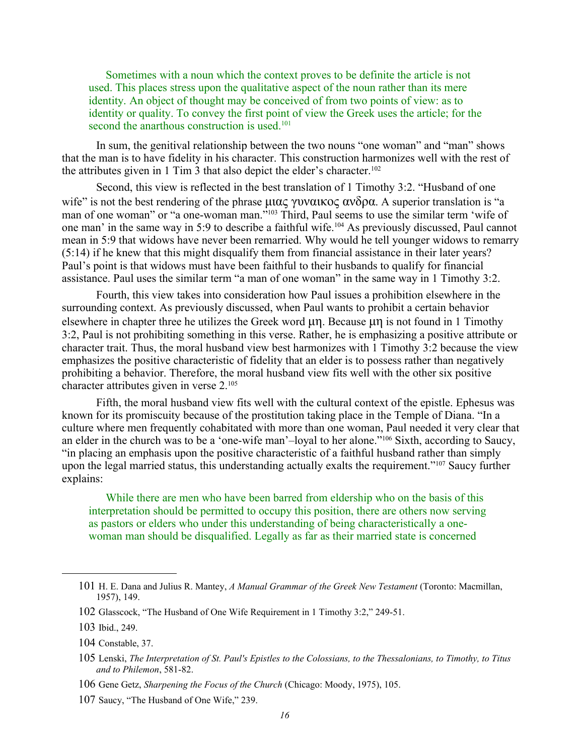> Sometimes with a noun which the context proves to be definite the article is not used. This places stress upon the qualitative aspect of the noun rather than its mere identity. An object of thought may be conceived of from two points of view: as to identity or quality. To convey the first point of view the Greek uses the article; for the second the anarthous construction is used.[101]

In sum, the genitival relationship between the two nouns "one woman" and "man" shows that the man is to have fidelity in his character. This construction harmonizes well with the rest of the attributes given in 1 Tim 3 that also depict the elder's character.[102]

Second, this view is reflected in the best translation of 1 Timothy 3:2. "Husband of one wife" is not the best rendering of the phrase μιας γυναικος ανδρα. A superior translation is "a man of one woman" or "a one-woman man."[103] Third, Paul seems to use the similar term 'wife of one man' in the same way in 5:9 to describe a faithful wife.[104] As previously discussed, Paul cannot mean in 5:9 that widows have never been remarried. Why would he tell younger widows to remarry (5:14) if he knew that this might disqualify them from financial assistance in their later years? Paul's point is that widows must have been faithful to their husbands to qualify for financial assistance. Paul uses the similar term "a man of one woman" in the same way in 1 Timothy 3:2.

Fourth, this view takes into consideration how Paul issues a prohibition elsewhere in the surrounding context. As previously discussed, when Paul wants to prohibit a certain behavior elsewhere in chapter three he utilizes the Greek word μη. Because μη is not found in 1 Timothy 3:2, Paul is not prohibiting something in this verse. Rather, he is emphasizing a positive attribute or character trait. Thus, the moral husband view best harmonizes with 1 Timothy 3:2 because the view emphasizes the positive characteristic of fidelity that an elder is to possess rather than negatively prohibiting a behavior. Therefore, the moral husband view fits well with the other six positive character attributes given in verse 2.[105]

Fifth, the moral husband view fits well with the cultural context of the epistle. Ephesus was known for its promiscuity because of the prostitution taking place in the Temple of Diana. "In a culture where men frequently cohabitated with more than one woman, Paul needed it very clear that an elder in the church was to be a 'one-wife man'–loyal to her alone."[106] Sixth, according to Saucy, "in placing an emphasis upon the positive characteristic of a faithful husband rather than simply upon the legal married status, this understanding actually exalts the requirement."[107] Saucy further explains:

> While there are men who have been barred from eldership who on the basis of this interpretation should be permitted to occupy this position, there are others now serving as pastors or elders who under this understanding of being characteristically a one-woman man should be disqualified. Legally as far as their married state is concerned

---

101 H. E. Dana and Julius R. Mantey, *A Manual Grammar of the Greek New Testament* (Toronto: Macmillan, 1957), 149.

102 Glasscock, "The Husband of One Wife Requirement in 1 Timothy 3:2," 249-51.

103 Ibid., 249.

104 Constable, 37.

105 Lenski, *The Interpretation of St. Paul's Epistles to the Colossians, to the Thessalonians, to Timothy, to Titus and to Philemon*, 581-82.

106 Gene Getz, *Sharpening the Focus of the Church* (Chicago: Moody, 1975), 105.

107 Saucy, "The Husband of One Wife," 239.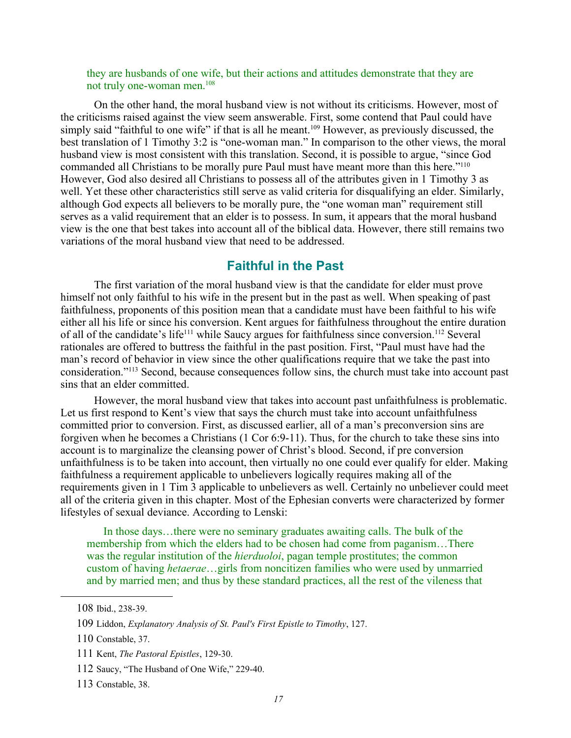> they are husbands of one wife, but their actions and attitudes demonstrate that they are not truly one-woman men.[108]

On the other hand, the moral husband view is not without its criticisms. However, most of the criticisms raised against the view seem answerable. First, some contend that Paul could have simply said "faithful to one wife" if that is all he meant.[109] However, as previously discussed, the best translation of 1 Timothy 3:2 is "one-woman man." In comparison to the other views, the moral husband view is most consistent with this translation. Second, it is possible to argue, "since God commanded all Christians to be morally pure Paul must have meant more than this here."[110] However, God also desired all Christians to possess all of the attributes given in 1 Timothy 3 as well. Yet these other characteristics still serve as valid criteria for disqualifying an elder. Similarly, although God expects all believers to be morally pure, the "one woman man" requirement still serves as a valid requirement that an elder is to possess. In sum, it appears that the moral husband view is the one that best takes into account all of the biblical data. However, there still remains two variations of the moral husband view that need to be addressed.

## Faithful in the Past

The first variation of the moral husband view is that the candidate for elder must prove himself not only faithful to his wife in the present but in the past as well. When speaking of past faithfulness, proponents of this position mean that a candidate must have been faithful to his wife either all his life or since his conversion. Kent argues for faithfulness throughout the entire duration of all of the candidate's life[111] while Saucy argues for faithfulness since conversion.[112] Several rationales are offered to buttress the faithful in the past position. First, "Paul must have had the man's record of behavior in view since the other qualifications require that we take the past into consideration."[113] Second, because consequences follow sins, the church must take into account past sins that an elder committed.

However, the moral husband view that takes into account past unfaithfulness is problematic. Let us first respond to Kent's view that says the church must take into account unfaithfulness committed prior to conversion. First, as discussed earlier, all of a man's preconversion sins are forgiven when he becomes a Christians (1 Cor 6:9-11). Thus, for the church to take these sins into account is to marginalize the cleansing power of Christ's blood. Second, if pre conversion unfaithfulness is to be taken into account, then virtually no one could ever qualify for elder. Making faithfulness a requirement applicable to unbelievers logically requires making all of the requirements given in 1 Tim 3 applicable to unbelievers as well. Certainly no unbeliever could meet all of the criteria given in this chapter. Most of the Ephesian converts were characterized by former lifestyles of sexual deviance. According to Lenski:

> In those days…there were no seminary graduates awaiting calls. The bulk of the membership from which the elders had to be chosen had come from paganism…There was the regular institution of the *hierduoloi*, pagan temple prostitutes; the common custom of having *hetaerae*…girls from noncitizen families who were used by unmarried and by married men; and thus by these standard practices, all the rest of the vileness that

---

108 Ibid., 238-39.

109 Liddon, *Explanatory Analysis of St. Paul's First Epistle to Timothy*, 127.

110 Constable, 37.

111 Kent, *The Pastoral Epistles*, 129-30.

112 Saucy, "The Husband of One Wife," 229-40.

113 Constable, 38.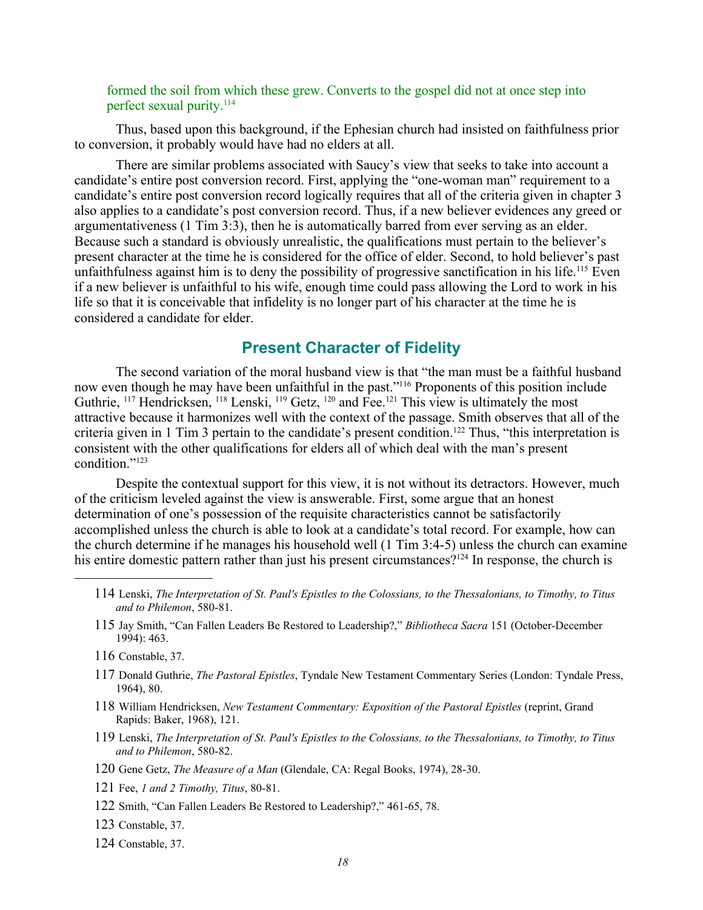formed the soil from which these grew. Converts to the gospel did not at once step into perfect sexual purity.[114]

Thus, based upon this background, if the Ephesian church had insisted on faithfulness prior to conversion, it probably would have had no elders at all.

There are similar problems associated with Saucy's view that seeks to take into account a candidate's entire post conversion record. First, applying the "one-woman man" requirement to a candidate's entire post conversion record logically requires that all of the criteria given in chapter 3 also applies to a candidate's post conversion record. Thus, if a new believer evidences any greed or argumentativeness (1 Tim 3:3), then he is automatically barred from ever serving as an elder. Because such a standard is obviously unrealistic, the qualifications must pertain to the believer's present character at the time he is considered for the office of elder. Second, to hold believer's past unfaithfulness against him is to deny the possibility of progressive sanctification in his life.[115] Even if a new believer is unfaithful to his wife, enough time could pass allowing the Lord to work in his life so that it is conceivable that infidelity is no longer part of his character at the time he is considered a candidate for elder.

## Present Character of Fidelity

The second variation of the moral husband view is that "the man must be a faithful husband now even though he may have been unfaithful in the past."[116] Proponents of this position include Guthrie, [117] Hendricksen, [118] Lenski, [119] Getz, [120] and Fee.[121] This view is ultimately the most attractive because it harmonizes well with the context of the passage. Smith observes that all of the criteria given in 1 Tim 3 pertain to the candidate's present condition.[122] Thus, "this interpretation is consistent with the other qualifications for elders all of which deal with the man's present condition."[123]

Despite the contextual support for this view, it is not without its detractors. However, much of the criticism leveled against the view is answerable. First, some argue that an honest determination of one's possession of the requisite characteristics cannot be satisfactorily accomplished unless the church is able to look at a candidate's total record. For example, how can the church determine if he manages his household well (1 Tim 3:4-5) unless the church can examine his entire domestic pattern rather than just his present circumstances?[124] In response, the church is

---

114 Lenski, *The Interpretation of St. Paul's Epistles to the Colossians, to the Thessalonians, to Timothy, to Titus and to Philemon*, 580-81.

115 Jay Smith, "Can Fallen Leaders Be Restored to Leadership?," *Bibliotheca Sacra* 151 (October-December 1994): 463.

116 Constable, 37.

117 Donald Guthrie, *The Pastoral Epistles*, Tyndale New Testament Commentary Series (London: Tyndale Press, 1964), 80.

118 William Hendricksen, *New Testament Commentary: Exposition of the Pastoral Epistles* (reprint, Grand Rapids: Baker, 1968), 121.

119 Lenski, *The Interpretation of St. Paul's Epistles to the Colossians, to the Thessalonians, to Timothy, to Titus and to Philemon*, 580-82.

120 Gene Getz, *The Measure of a Man* (Glendale, CA: Regal Books, 1974), 28-30.

121 Fee, *1 and 2 Timothy, Titus*, 80-81.

122 Smith, "Can Fallen Leaders Be Restored to Leadership?," 461-65, 78.

123 Constable, 37.

124 Constable, 37.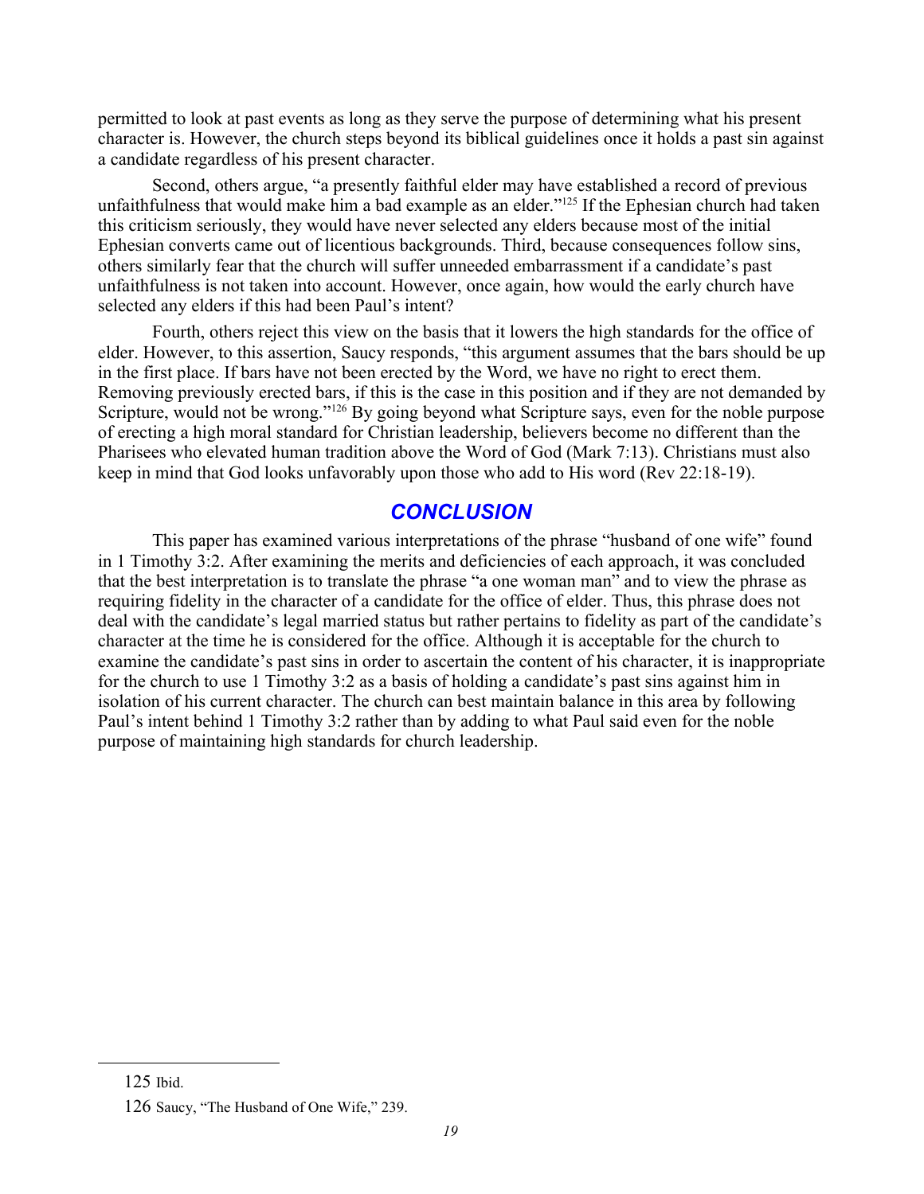permitted to look at past events as long as they serve the purpose of determining what his present character is. However, the church steps beyond its biblical guidelines once it holds a past sin against a candidate regardless of his present character.

Second, others argue, "a presently faithful elder may have established a record of previous unfaithfulness that would make him a bad example as an elder."[125] If the Ephesian church had taken this criticism seriously, they would have never selected any elders because most of the initial Ephesian converts came out of licentious backgrounds. Third, because consequences follow sins, others similarly fear that the church will suffer unneeded embarrassment if a candidate's past unfaithfulness is not taken into account. However, once again, how would the early church have selected any elders if this had been Paul's intent?

Fourth, others reject this view on the basis that it lowers the high standards for the office of elder. However, to this assertion, Saucy responds, "this argument assumes that the bars should be up in the first place. If bars have not been erected by the Word, we have no right to erect them. Removing previously erected bars, if this is the case in this position and if they are not demanded by Scripture, would not be wrong."[126] By going beyond what Scripture says, even for the noble purpose of erecting a high moral standard for Christian leadership, believers become no different than the Pharisees who elevated human tradition above the Word of God (Mark 7:13). Christians must also keep in mind that God looks unfavorably upon those who add to His word (Rev 22:18-19).

## CONCLUSION

This paper has examined various interpretations of the phrase "husband of one wife" found in 1 Timothy 3:2. After examining the merits and deficiencies of each approach, it was concluded that the best interpretation is to translate the phrase "a one woman man" and to view the phrase as requiring fidelity in the character of a candidate for the office of elder. Thus, this phrase does not deal with the candidate's legal married status but rather pertains to fidelity as part of the candidate's character at the time he is considered for the office. Although it is acceptable for the church to examine the candidate's past sins in order to ascertain the content of his character, it is inappropriate for the church to use 1 Timothy 3:2 as a basis of holding a candidate's past sins against him in isolation of his current character. The church can best maintain balance in this area by following Paul's intent behind 1 Timothy 3:2 rather than by adding to what Paul said even for the noble purpose of maintaining high standards for church leadership.

---

125 Ibid.

126 Saucy, "The Husband of One Wife," 239.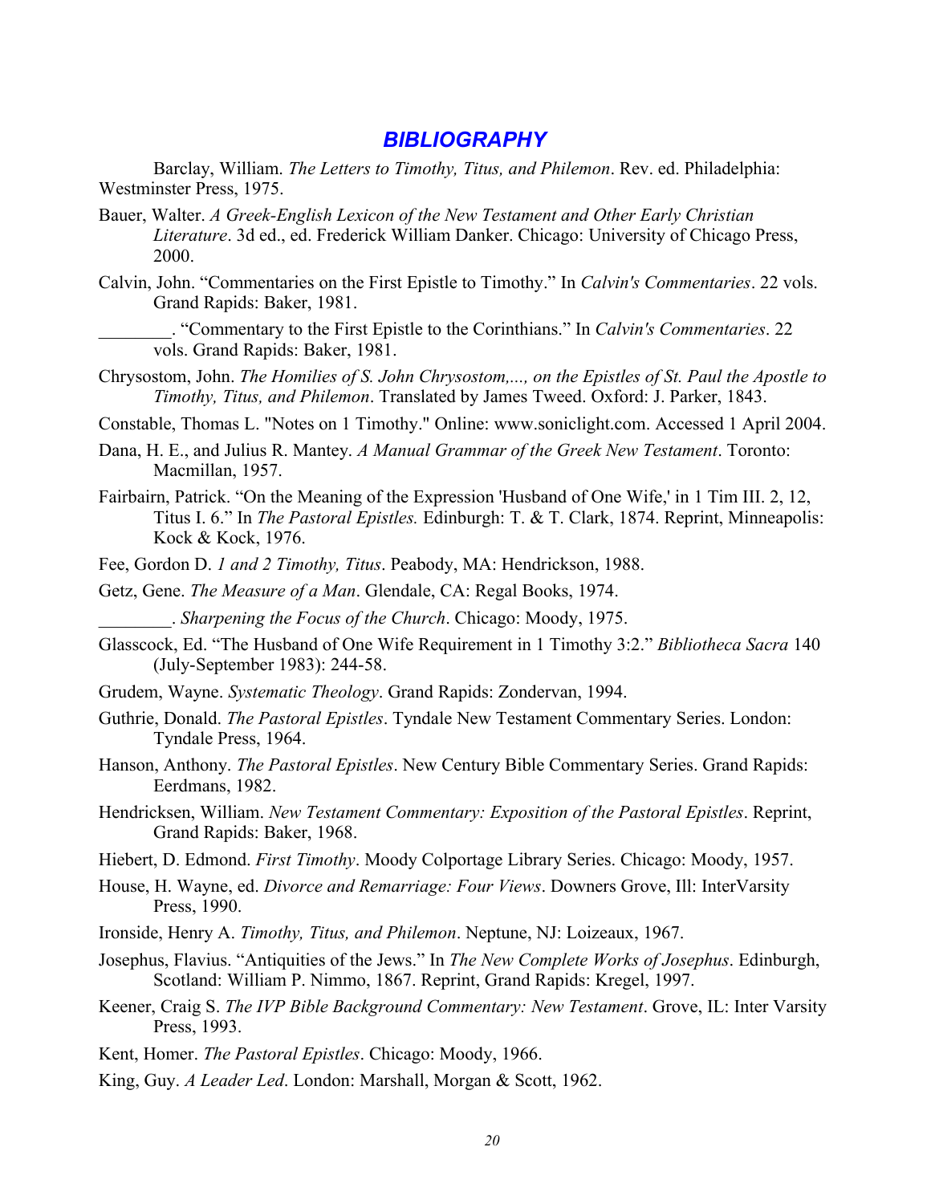## *BIBLIOGRAPHY*

Barclay, William. *The Letters to Timothy, Titus, and Philemon*. Rev. ed. Philadelphia: Westminster Press, 1975.

Bauer, Walter. *A Greek-English Lexicon of the New Testament and Other Early Christian Literature*. 3d ed., ed. Frederick William Danker. Chicago: University of Chicago Press, 2000.

Calvin, John. "Commentaries on the First Epistle to Timothy." In *Calvin's Commentaries*. 22 vols. Grand Rapids: Baker, 1981.

________. "Commentary to the First Epistle to the Corinthians." In *Calvin's Commentaries*. 22 vols. Grand Rapids: Baker, 1981.

Chrysostom, John. *The Homilies of S. John Chrysostom,..., on the Epistles of St. Paul the Apostle to Timothy, Titus, and Philemon*. Translated by James Tweed. Oxford: J. Parker, 1843.

Constable, Thomas L. "Notes on 1 Timothy." Online: www.soniclight.com. Accessed 1 April 2004.

Dana, H. E., and Julius R. Mantey. *A Manual Grammar of the Greek New Testament*. Toronto: Macmillan, 1957.

Fairbairn, Patrick. "On the Meaning of the Expression 'Husband of One Wife,' in 1 Tim III. 2, 12, Titus I. 6." In *The Pastoral Epistles.* Edinburgh: T. & T. Clark, 1874. Reprint, Minneapolis: Kock & Kock, 1976.

Fee, Gordon D. *1 and 2 Timothy, Titus*. Peabody, MA: Hendrickson, 1988.

Getz, Gene. *The Measure of a Man*. Glendale, CA: Regal Books, 1974.

________. *Sharpening the Focus of the Church*. Chicago: Moody, 1975.

Glasscock, Ed. "The Husband of One Wife Requirement in 1 Timothy 3:2." *Bibliotheca Sacra* 140 (July-September 1983): 244-58.

Grudem, Wayne. *Systematic Theology*. Grand Rapids: Zondervan, 1994.

Guthrie, Donald. *The Pastoral Epistles*. Tyndale New Testament Commentary Series. London: Tyndale Press, 1964.

Hanson, Anthony. *The Pastoral Epistles*. New Century Bible Commentary Series. Grand Rapids: Eerdmans, 1982.

Hendricksen, William. *New Testament Commentary: Exposition of the Pastoral Epistles*. Reprint, Grand Rapids: Baker, 1968.

Hiebert, D. Edmond. *First Timothy*. Moody Colportage Library Series. Chicago: Moody, 1957.

House, H. Wayne, ed. *Divorce and Remarriage: Four Views*. Downers Grove, Ill: InterVarsity Press, 1990.

Ironside, Henry A. *Timothy, Titus, and Philemon*. Neptune, NJ: Loizeaux, 1967.

Josephus, Flavius. "Antiquities of the Jews." In *The New Complete Works of Josephus*. Edinburgh, Scotland: William P. Nimmo, 1867. Reprint, Grand Rapids: Kregel, 1997.

Keener, Craig S. *The IVP Bible Background Commentary: New Testament*. Grove, IL: Inter Varsity Press, 1993.

Kent, Homer. *The Pastoral Epistles*. Chicago: Moody, 1966.

King, Guy. *A Leader Led*. London: Marshall, Morgan & Scott, 1962.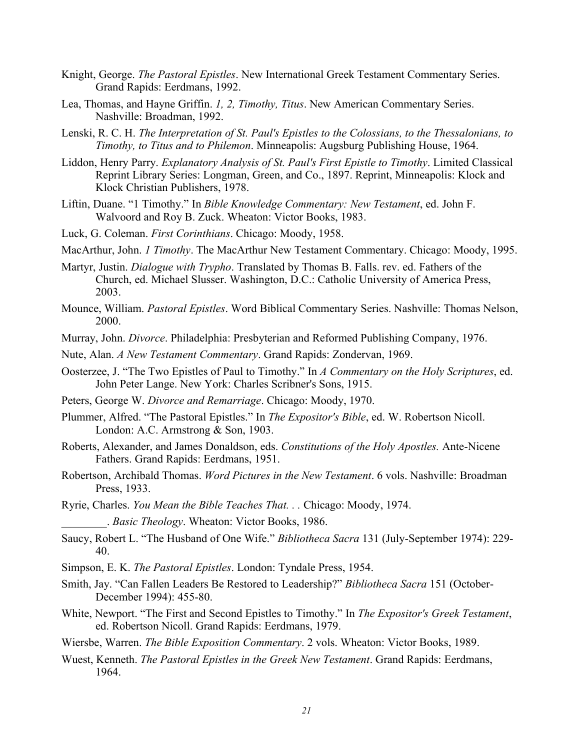Knight, George. *The Pastoral Epistles*. New International Greek Testament Commentary Series. Grand Rapids: Eerdmans, 1992.

Lea, Thomas, and Hayne Griffin. *1, 2, Timothy, Titus*. New American Commentary Series. Nashville: Broadman, 1992.

Lenski, R. C. H. *The Interpretation of St. Paul's Epistles to the Colossians, to the Thessalonians, to Timothy, to Titus and to Philemon*. Minneapolis: Augsburg Publishing House, 1964.

Liddon, Henry Parry. *Explanatory Analysis of St. Paul's First Epistle to Timothy*. Limited Classical Reprint Library Series: Longman, Green, and Co., 1897. Reprint, Minneapolis: Klock and Klock Christian Publishers, 1978.

Liftin, Duane. "1 Timothy." In *Bible Knowledge Commentary: New Testament*, ed. John F. Walvoord and Roy B. Zuck. Wheaton: Victor Books, 1983.

Luck, G. Coleman. *First Corinthians*. Chicago: Moody, 1958.

MacArthur, John. *1 Timothy*. The MacArthur New Testament Commentary. Chicago: Moody, 1995.

Martyr, Justin. *Dialogue with Trypho*. Translated by Thomas B. Falls. rev. ed. Fathers of the Church, ed. Michael Slusser. Washington, D.C.: Catholic University of America Press, 2003.

Mounce, William. *Pastoral Epistles*. Word Biblical Commentary Series. Nashville: Thomas Nelson, 2000.

Murray, John. *Divorce*. Philadelphia: Presbyterian and Reformed Publishing Company, 1976.

Nute, Alan. *A New Testament Commentary*. Grand Rapids: Zondervan, 1969.

Oosterzee, J. "The Two Epistles of Paul to Timothy." In *A Commentary on the Holy Scriptures*, ed. John Peter Lange. New York: Charles Scribner's Sons, 1915.

Peters, George W. *Divorce and Remarriage*. Chicago: Moody, 1970.

Plummer, Alfred. "The Pastoral Epistles." In *The Expositor's Bible*, ed. W. Robertson Nicoll. London: A.C. Armstrong & Son, 1903.

Roberts, Alexander, and James Donaldson, eds. *Constitutions of the Holy Apostles.* Ante-Nicene Fathers. Grand Rapids: Eerdmans, 1951.

Robertson, Archibald Thomas. *Word Pictures in the New Testament*. 6 vols. Nashville: Broadman Press, 1933.

Ryrie, Charles. *You Mean the Bible Teaches That. . .* Chicago: Moody, 1974.

________. *Basic Theology*. Wheaton: Victor Books, 1986.

Saucy, Robert L. "The Husband of One Wife." *Bibliotheca Sacra* 131 (July-September 1974): 229-40.

Simpson, E. K. *The Pastoral Epistles*. London: Tyndale Press, 1954.

Smith, Jay. "Can Fallen Leaders Be Restored to Leadership?" *Bibliotheca Sacra* 151 (October-December 1994): 455-80.

White, Newport. "The First and Second Epistles to Timothy." In *The Expositor's Greek Testament*, ed. Robertson Nicoll. Grand Rapids: Eerdmans, 1979.

Wiersbe, Warren. *The Bible Exposition Commentary*. 2 vols. Wheaton: Victor Books, 1989.

Wuest, Kenneth. *The Pastoral Epistles in the Greek New Testament*. Grand Rapids: Eerdmans, 1964.